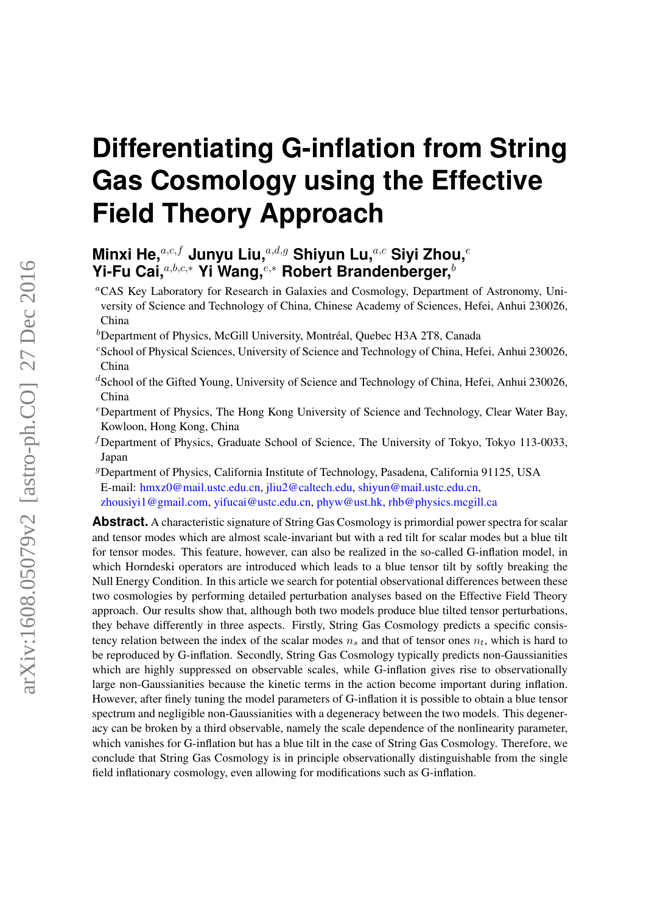# Differentiating G-inflation from String Gas Cosmology using the Effective Field Theory Approach

**Minxi He,**[a,c,f] **Junyu Liu,**[a,d,g] **Shiyun Lu,**[a,c] **Siyi Zhou,**[e] **Yi-Fu Cai,**[a,b,c,*] **Yi Wang,**[e,*] **Robert Brandenberger,**[b]

[a]CAS Key Laboratory for Research in Galaxies and Cosmology, Department of Astronomy, University of Science and Technology of China, Chinese Academy of Sciences, Hefei, Anhui 230026, China

[b]Department of Physics, McGill University, Montréal, Quebec H3A 2T8, Canada

[c]School of Physical Sciences, University of Science and Technology of China, Hefei, Anhui 230026, China

[d]School of the Gifted Young, University of Science and Technology of China, Hefei, Anhui 230026, China

[e]Department of Physics, The Hong Kong University of Science and Technology, Clear Water Bay, Kowloon, Hong Kong, China

[f]Department of Physics, Graduate School of Science, The University of Tokyo, Tokyo 113-0033, Japan

[g]Department of Physics, California Institute of Technology, Pasadena, California 91125, USA

E-mail: hmxz0@mail.ustc.edu.cn, jliu2@caltech.edu, shiyun@mail.ustc.edu.cn, zhousiyi1@gmail.com, yifucai@ustc.edu.cn, phyw@ust.hk, rhb@physics.mcgill.ca

**Abstract.** A characteristic signature of String Gas Cosmology is primordial power spectra for scalar and tensor modes which are almost scale-invariant but with a red tilt for scalar modes but a blue tilt for tensor modes. This feature, however, can also be realized in the so-called G-inflation model, in which Horndeski operators are introduced which leads to a blue tensor tilt by softly breaking the Null Energy Condition. In this article we search for potential observational differences between these two cosmologies by performing detailed perturbation analyses based on the Effective Field Theory approach. Our results show that, although both two models produce blue tilted tensor perturbations, they behave differently in three aspects. Firstly, String Gas Cosmology predicts a specific consistency relation between the index of the scalar modes $n_s$ and that of tensor ones $n_t$, which is hard to be reproduced by G-inflation. Secondly, String Gas Cosmology typically predicts non-Gaussianities which are highly suppressed on observable scales, while G-inflation gives rise to observationally large non-Gaussianities because the kinetic terms in the action become important during inflation. However, after finely tuning the model parameters of G-inflation it is possible to obtain a blue tensor spectrum and negligible non-Gaussianities with a degeneracy between the two models. This degeneracy can be broken by a third observable, namely the scale dependence of the nonlinearity parameter, which vanishes for G-inflation but has a blue tilt in the case of String Gas Cosmology. Therefore, we conclude that String Gas Cosmology is in principle observationally distinguishable from the single field inflationary cosmology, even allowing for modifications such as G-inflation.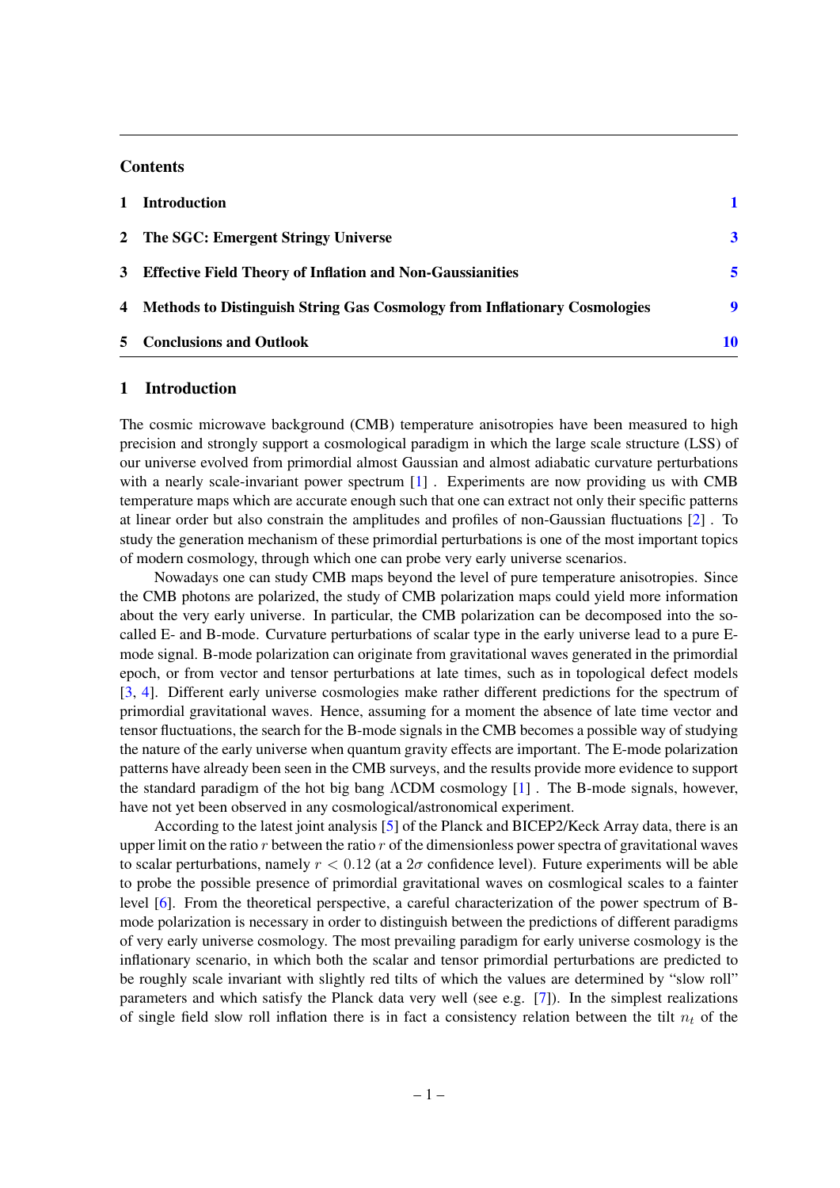## Contents

| | | |
|---|---|---|
| 1 | **Introduction** | 1 |
| 2 | **The SGC: Emergent Stringy Universe** | 3 |
| 3 | **Effective Field Theory of Inflation and Non-Gaussianities** | 5 |
| 4 | **Methods to Distinguish String Gas Cosmology from Inflationary Cosmologies** | 9 |
| 5 | **Conclusions and Outlook** | 10 |

## 1 Introduction

The cosmic microwave background (CMB) temperature anisotropies have been measured to high precision and strongly support a cosmological paradigm in which the large scale structure (LSS) of our universe evolved from primordial almost Gaussian and almost adiabatic curvature perturbations with a nearly scale-invariant power spectrum [1] . Experiments are now providing us with CMB temperature maps which are accurate enough such that one can extract not only their specific patterns at linear order but also constrain the amplitudes and profiles of non-Gaussian fluctuations [2] . To study the generation mechanism of these primordial perturbations is one of the most important topics of modern cosmology, through which one can probe very early universe scenarios.

Nowadays one can study CMB maps beyond the level of pure temperature anisotropies. Since the CMB photons are polarized, the study of CMB polarization maps could yield more information about the very early universe. In particular, the CMB polarization can be decomposed into the so-called E- and B-mode. Curvature perturbations of scalar type in the early universe lead to a pure E-mode signal. B-mode polarization can originate from gravitational waves generated in the primordial epoch, or from vector and tensor perturbations at late times, such as in topological defect models [3, 4]. Different early universe cosmologies make rather different predictions for the spectrum of primordial gravitational waves. Hence, assuming for a moment the absence of late time vector and tensor fluctuations, the search for the B-mode signals in the CMB becomes a possible way of studying the nature of the early universe when quantum gravity effects are important. The E-mode polarization patterns have already been seen in the CMB surveys, and the results provide more evidence to support the standard paradigm of the hot big bang $\Lambda$CDM cosmology [1] . The B-mode signals, however, have not yet been observed in any cosmological/astronomical experiment.

According to the latest joint analysis [5] of the Planck and BICEP2/Keck Array data, there is an upper limit on the ratio $r$ between the ratio $r$ of the dimensionless power spectra of gravitational waves to scalar perturbations, namely $r < 0.12$ (at a $2\sigma$ confidence level). Future experiments will be able to probe the possible presence of primordial gravitational waves on cosmlogical scales to a fainter level [6]. From the theoretical perspective, a careful characterization of the power spectrum of B-mode polarization is necessary in order to distinguish between the predictions of different paradigms of very early universe cosmology. The most prevailing paradigm for early universe cosmology is the inflationary scenario, in which both the scalar and tensor primordial perturbations are predicted to be roughly scale invariant with slightly red tilts of which the values are determined by "slow roll" parameters and which satisfy the Planck data very well (see e.g. [7]). In the simplest realizations of single field slow roll inflation there is in fact a consistency relation between the tilt $n_t$ of the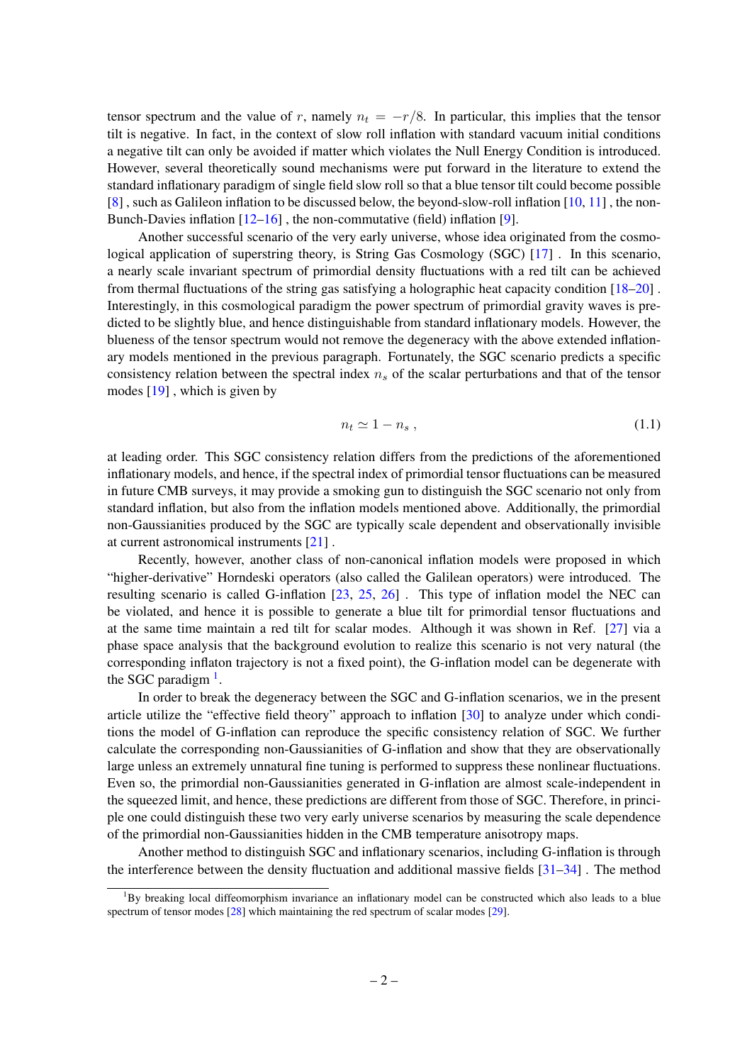tensor spectrum and the value of $r$, namely $n_t = -r/8$. In particular, this implies that the tensor tilt is negative. In fact, in the context of slow roll inflation with standard vacuum initial conditions a negative tilt can only be avoided if matter which violates the Null Energy Condition is introduced. However, several theoretically sound mechanisms were put forward in the literature to extend the standard inflationary paradigm of single field slow roll so that a blue tensor tilt could become possible [8] , such as Galileon inflation to be discussed below, the beyond-slow-roll inflation [10, 11] , the non-Bunch-Davies inflation [12–16] , the non-commutative (field) inflation [9].

Another successful scenario of the very early universe, whose idea originated from the cosmological application of superstring theory, is String Gas Cosmology (SGC) [17] . In this scenario, a nearly scale invariant spectrum of primordial density fluctuations with a red tilt can be achieved from thermal fluctuations of the string gas satisfying a holographic heat capacity condition [18–20] . Interestingly, in this cosmological paradigm the power spectrum of primordial gravity waves is predicted to be slightly blue, and hence distinguishable from standard inflationary models. However, the blueness of the tensor spectrum would not remove the degeneracy with the above extended inflationary models mentioned in the previous paragraph. Fortunately, the SGC scenario predicts a specific consistency relation between the spectral index $n_s$ of the scalar perturbations and that of the tensor modes [19] , which is given by

$$n_t \simeq 1 - n_s \,, \tag{1.1}$$

at leading order. This SGC consistency relation differs from the predictions of the aforementioned inflationary models, and hence, if the spectral index of primordial tensor fluctuations can be measured in future CMB surveys, it may provide a smoking gun to distinguish the SGC scenario not only from standard inflation, but also from the inflation models mentioned above. Additionally, the primordial non-Gaussianities produced by the SGC are typically scale dependent and observationally invisible at current astronomical instruments [21] .

Recently, however, another class of non-canonical inflation models were proposed in which "higher-derivative" Horndeski operators (also called the Galilean operators) were introduced. The resulting scenario is called G-inflation [23, 25, 26] . This type of inflation model the NEC can be violated, and hence it is possible to generate a blue tilt for primordial tensor fluctuations and at the same time maintain a red tilt for scalar modes. Although it was shown in Ref. [27] via a phase space analysis that the background evolution to realize this scenario is not very natural (the corresponding inflaton trajectory is not a fixed point), the G-inflation model can be degenerate with the SGC paradigm [1].

In order to break the degeneracy between the SGC and G-inflation scenarios, we in the present article utilize the "effective field theory" approach to inflation [30] to analyze under which conditions the model of G-inflation can reproduce the specific consistency relation of SGC. We further calculate the corresponding non-Gaussianities of G-inflation and show that they are observationally large unless an extremely unnatural fine tuning is performed to suppress these nonlinear fluctuations. Even so, the primordial non-Gaussianities generated in G-inflation are almost scale-independent in the squeezed limit, and hence, these predictions are different from those of SGC. Therefore, in principle one could distinguish these two very universe scenarios by measuring the scale dependence of the primordial non-Gaussianities hidden in the CMB temperature anisotropy maps.

Another method to distinguish SGC and inflationary scenarios, including G-inflation is through the interference between the density fluctuation and additional massive fields [31–34] . The method

[1] By breaking local diffeomorphism invariance an inflationary model can be constructed which also leads to a blue spectrum of tensor modes [28] which maintaining the red spectrum of scalar modes [29].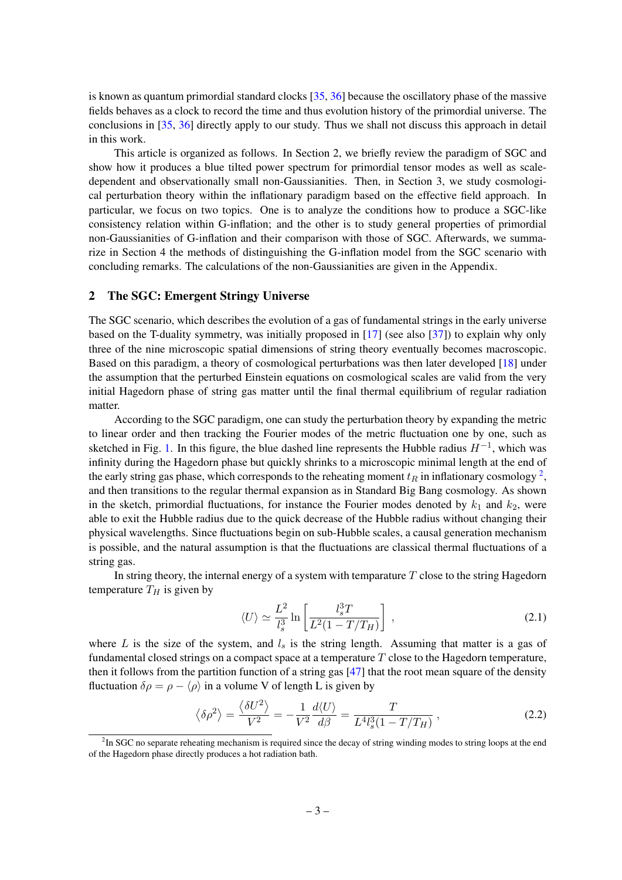is known as quantum primordial standard clocks [35, 36] because the oscillatory phase of the massive fields behaves as a clock to record the time and thus evolution history of the primordial universe. The conclusions in [35, 36] directly apply to our study. Thus we shall not discuss this approach in detail in this work.

This article is organized as follows. In Section 2, we briefly review the paradigm of SGC and show how it produces a blue tilted power spectrum for primordial tensor modes as well as scale-dependent and observationally small non-Gaussianities. Then, in Section 3, we study cosmological perturbation theory within the inflationary paradigm based on the effective field approach. In particular, we focus on two topics. One is to analyze the conditions how to produce a SGC-like consistency relation within G-inflation; and the other is to study general properties of primordial non-Gaussianities of G-inflation and their comparison with those of SGC. Afterwards, we summarize in Section 4 the methods of distinguishing the G-inflation model from the SGC scenario with concluding remarks. The calculations of the non-Gaussianities are given in the Appendix.

## 2 The SGC: Emergent Stringy Universe

The SGC scenario, which describes the evolution of a gas of fundamental strings in the early universe based on the T-duality symmetry, was initially proposed in [17] (see also [37]) to explain why only three of the nine microscopic spatial dimensions of string theory eventually becomes macroscopic. Based on this paradigm, a theory of cosmological perturbations was then later developed [18] under the assumption that the perturbed Einstein equations on cosmological scales are valid from the very initial Hagedorn phase of string gas matter until the final thermal equilibrium of regular radiation matter.

According to the SGC paradigm, one can study the perturbation theory by expanding the metric to linear order and then tracking the Fourier modes of the metric fluctuation one by one, such as sketched in Fig. 1. In this figure, the blue dashed line represents the Hubble radius $H^{-1}$, which was infinity during the Hagedorn phase but quickly shrinks to a microscopic minimal length at the end of the early string gas phase, which corresponds to the reheating moment $t_R$ in inflationary cosmology [2], and then transitions to the regular thermal expansion as in Standard Big Bang cosmology. As shown in the sketch, primordial fluctuations, for instance the Fourier modes denoted by $k_1$ and $k_2$, were able to exit the Hubble radius due to the quick decrease of the Hubble radius without changing their physical wavelengths. Since fluctuations begin on sub-Hubble scales, a causal generation mechanism is possible, and the natural assumption is that the fluctuations are classical thermal fluctuations of a string gas.

In string theory, the internal energy of a system with temparature $T$ close to the string Hagedorn temperature $T_H$ is given by

$$\langle U \rangle \simeq \frac{L^2}{l_s^3} \ln \left[ \frac{l_s^3 T}{L^2 (1 - T/T_H)} \right] \ , \tag{2.1}$$

where $L$ is the size of the system, and $l_s$ is the string length. Assuming that matter is a gas of fundamental closed strings on a compact space at a temperature $T$ close to the Hagedorn temperature, then it follows from the partition function of a string gas [47] that the root mean square of the density fluctuation $\delta\rho = \rho - \langle \rho \rangle$ in a volume V of length L is given by

$$\langle \delta\rho^2 \rangle = \frac{\langle \delta U^2 \rangle}{V^2} = -\frac{1}{V^2} \frac{d\langle U \rangle}{d\beta} = \frac{T}{L^4 l_s^3 (1 - T/T_H)} \ , \tag{2.2}$$

[2] In SGC no separate reheating mechanism is required since the decay of string winding modes to string loops at the end of the Hagedorn phase directly produces a hot radiation bath.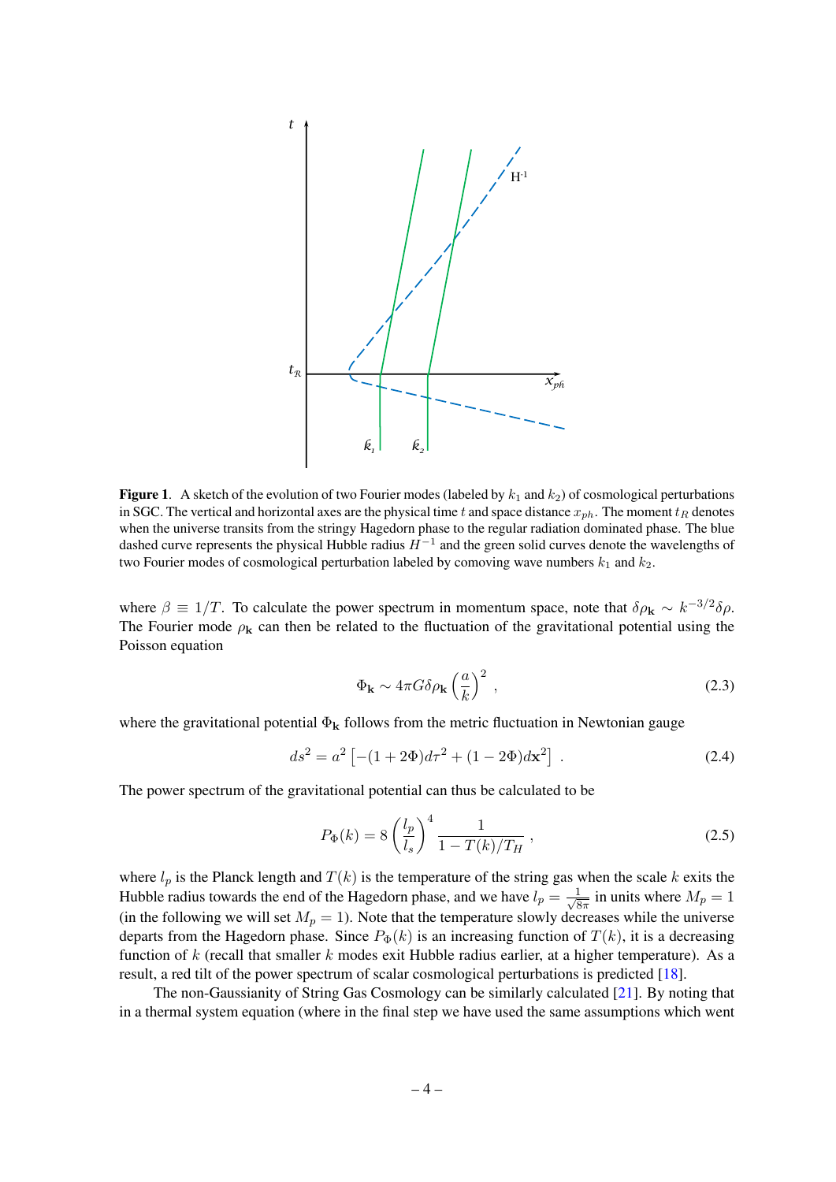**Figure 1**. A sketch of the evolution of two Fourier modes (labeled by $k_1$ and $k_2$) of cosmological perturbations in SGC. The vertical and horizontal axes are the physical time $t$ and space distance $x_{ph}$. The moment $t_R$ denotes when the universe transits from the stringy Hagedorn phase to the regular radiation dominated phase. The blue dashed curve represents the physical Hubble radius $H^{-1}$ and the green solid curves denote the wavelengths of two Fourier modes of cosmological perturbation labeled by comoving wave numbers $k_1$ and $k_2$.

where $\beta \equiv 1/T$. To calculate the power spectrum in momentum space, note that $\delta\rho_{\mathbf{k}} \sim k^{-3/2}\delta\rho$. The Fourier mode $\rho_{\mathbf{k}}$ can then be related to the fluctuation of the gravitational potential using the Poisson equation

$$\Phi_{\mathbf{k}} \sim 4\pi G \delta\rho_{\mathbf{k}} \left(\frac{a}{k}\right)^2 , \tag{2.3}$$

where the gravitational potential $\Phi_{\mathbf{k}}$ follows from the metric fluctuation in Newtonian gauge

$$ds^2 = a^2 \left[ -(1+2\Phi)d\tau^2 + (1-2\Phi)d\mathbf{x}^2 \right] . \tag{2.4}$$

The power spectrum of the gravitational potential can thus be calculated to be

$$P_\Phi(k) = 8 \left(\frac{l_p}{l_s}\right)^4 \frac{1}{1 - T(k)/T_H} , \tag{2.5}$$

where $l_p$ is the Planck length and $T(k)$ is the temperature of the string gas when the scale $k$ exits the Hubble radius towards the end of the Hagedorn phase, and we have $l_p = \frac{1}{\sqrt{8\pi}}$ in units where $M_p = 1$ (in the following we will set $M_p = 1$). Note that the temperature slowly decreases while the universe departs from the Hagedorn phase. Since $P_\Phi(k)$ is an increasing function of $T(k)$, it is a decreasing function of $k$ (recall that smaller $k$ modes exit Hubble radius earlier, at a higher temperature). As a result, a red tilt of the power spectrum of scalar cosmological perturbations is predicted [18].

The non-Gaussianity of String Gas Cosmology can be similarly calculated [21]. By noting that in a thermal system equation (where in the final step we have used the same assumptions which went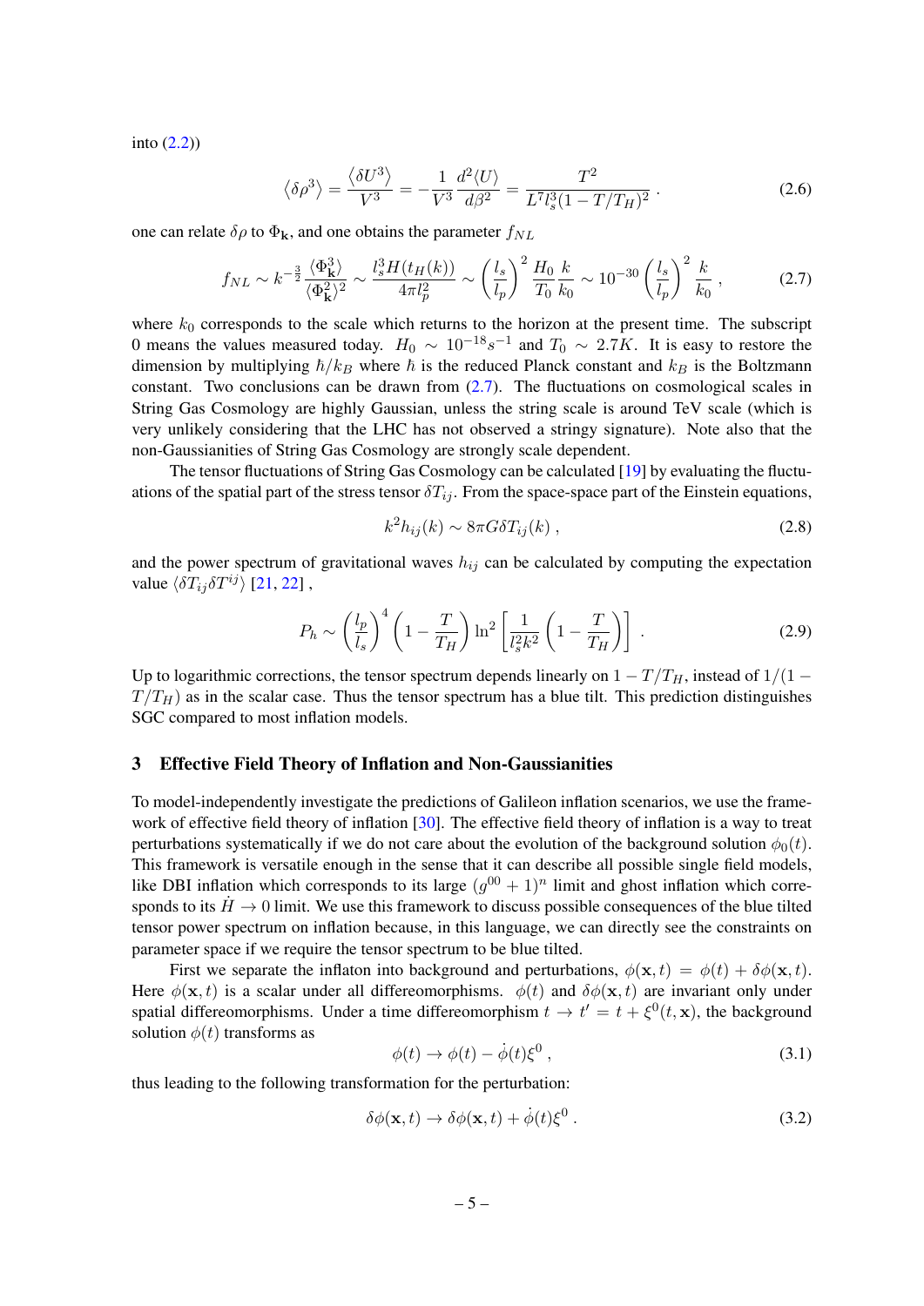into (2.2))

$$\langle \delta\rho^3 \rangle = \frac{\langle \delta U^3 \rangle}{V^3} = -\frac{1}{V^3}\frac{d^2\langle U \rangle}{d\beta^2} = \frac{T^2}{L^7 l_s^3 (1 - T/T_H)^2} \, . \tag{2.6}$$

one can relate $\delta\rho$ to $\Phi_{\mathbf{k}}$, and one obtains the parameter $f_{NL}$

$$f_{NL} \sim k^{-\frac{3}{2}} \frac{\langle \Phi_{\mathbf{k}}^3 \rangle}{\langle \Phi_{\mathbf{k}}^2 \rangle^2} \sim \frac{l_s^3 H(t_H(k))}{4\pi l_p^2} \sim \left(\frac{l_s}{l_p}\right)^2 \frac{H_0}{T_0}\frac{k}{k_0} \sim 10^{-30}\left(\frac{l_s}{l_p}\right)^2 \frac{k}{k_0} \, , \tag{2.7}$$

where $k_0$ corresponds to the scale which returns to the horizon at the present time. The subscript 0 means the values measured today. $H_0 \sim 10^{-18} s^{-1}$ and $T_0 \sim 2.7K$. It is easy to restore the dimension by multiplying $\hbar/k_B$ where $\hbar$ is the reduced Planck constant and $k_B$ is the Boltzmann constant. Two conclusions can be drawn from (2.7). The fluctuations on cosmological scales in String Gas Cosmology are highly Gaussian, unless the string scale is around TeV scale (which is very unlikely considering that the LHC has not observed a stringy signature). Note also that the non-Gaussianities of String Gas Cosmology are strongly scale dependent.

The tensor fluctuations of String Gas Cosmology can be calculated [19] by evaluating the fluctuations of the spatial part of the stress tensor $\delta T_{ij}$. From the space-space part of the Einstein equations,

$$k^2 h_{ij}(k) \sim 8\pi G \delta T_{ij}(k) \, , \tag{2.8}$$

and the power spectrum of gravitational waves $h_{ij}$ can be calculated by computing the expectation value $\langle \delta T_{ij} \delta T^{ij} \rangle$ [21, 22] ,

$$P_h \sim \left(\frac{l_p}{l_s}\right)^4 \left(1 - \frac{T}{T_H}\right) \ln^2\left[\frac{1}{l_s^2 k^2}\left(1 - \frac{T}{T_H}\right)\right] \, . \tag{2.9}$$

Up to logarithmic corrections, the tensor spectrum depends linearly on $1 - T/T_H$, instead of $1/(1 - T/T_H)$ as in the scalar case. Thus the tensor spectrum has a blue tilt. This prediction distinguishes SGC compared to most inflation models.

## 3 Effective Field Theory of Inflation and Non-Gaussianities

To model-independently investigate the predictions of Galileon inflation scenarios, we use the framework of effective field theory of inflation [30]. The effective field theory of inflation is a way to treat perturbations systematically if we do not care about the evolution of the background solution $\phi_0(t)$. This framework is versatile enough in the sense that it can describe all possible single field models, like DBI inflation which corresponds to its large $(g^{00} + 1)^n$ limit and ghost inflation which corresponds to its $\dot{H} \to 0$ limit. We use this framework to discuss possible consequences of the blue tilted tensor power spectrum on inflation because, in this language, we can directly see the constraints on parameter space if we require the tensor spectrum to be blue tilted.

First we separate the inflaton into background and perturbations, $\phi(\mathbf{x}, t) = \phi(t) + \delta\phi(\mathbf{x}, t)$. Here $\phi(\mathbf{x}, t)$ is a scalar under all differeomorphisms. $\phi(t)$ and $\delta\phi(\mathbf{x}, t)$ are invariant only under spatial differeomorphisms. Under a time differeomorphism $t \to t' = t + \xi^0(t, \mathbf{x})$, the background solution $\phi(t)$ transforms as

$$\phi(t) \to \phi(t) - \dot{\phi}(t)\xi^0 \, , \tag{3.1}$$

thus leading to the following transformation for the perturbation:

$$\delta\phi(\mathbf{x}, t) \to \delta\phi(\mathbf{x}, t) + \dot{\phi}(t)\xi^0 \, . \tag{3.2}$$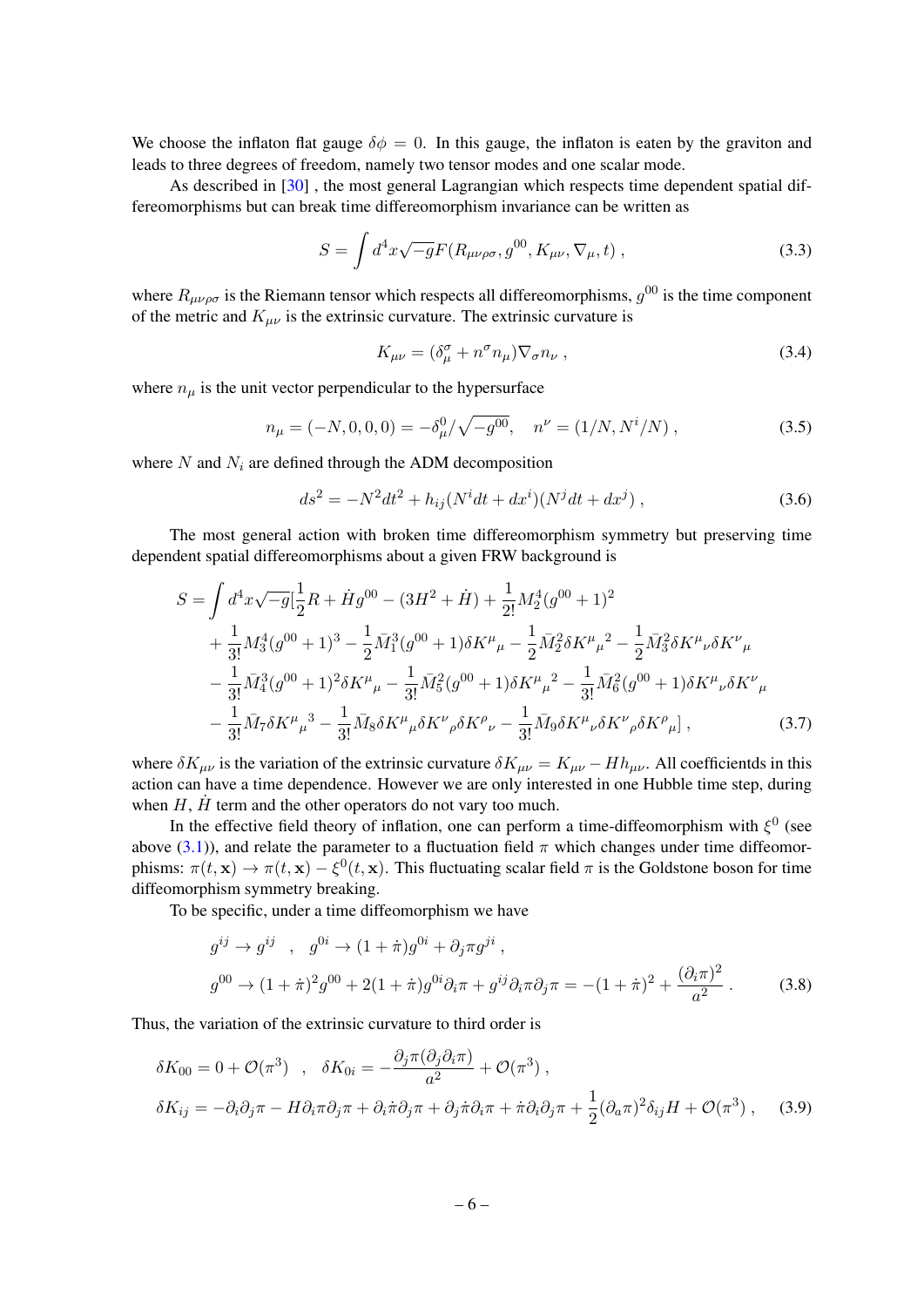We choose the inflaton flat gauge $\delta\phi = 0$. In this gauge, the inflaton is eaten by the graviton and leads to three degrees of freedom, namely two tensor modes and one scalar mode.

As described in [30] , the most general Lagrangian which respects time dependent spatial differeomorphisms but can break time differeomorphism invariance can be written as

$$S = \int d^4x \sqrt{-g} F(R_{\mu\nu\rho\sigma}, g^{00}, K_{\mu\nu}, \nabla_\mu, t) , \tag{3.3}$$

where $R_{\mu\nu\rho\sigma}$ is the Riemann tensor which respects all differeomorphisms, $g^{00}$ is the time component of the metric and $K_{\mu\nu}$ is the extrinsic curvature. The extrinsic curvature is

$$K_{\mu\nu} = (\delta^\sigma_\mu + n^\sigma n_\mu)\nabla_\sigma n_\nu , \tag{3.4}$$

where $n_\mu$ is the unit vector perpendicular to the hypersurface

$$n_\mu = (-N, 0, 0, 0) = -\delta^0_\mu / \sqrt{-g^{00}}, \quad n^\nu = (1/N, N^i/N) , \tag{3.5}$$

where $N$ and $N_i$ are defined through the ADM decomposition

$$ds^2 = -N^2 dt^2 + h_{ij}(N^i dt + dx^i)(N^j dt + dx^j) , \tag{3.6}$$

The most general action with broken time differeomorphism symmetry but preserving time dependent spatial differeomorphisms about a given FRW background is

$$\begin{aligned}
S = \int d^4x \sqrt{-g} [ & \frac{1}{2}R + \dot{H} g^{00} - (3H^2 + \dot{H}) + \frac{1}{2!}M_2^4 (g^{00}+1)^2 \\
& + \frac{1}{3!}M_3^4 (g^{00}+1)^3 - \frac{1}{2}\bar{M}_1^3 (g^{00}+1)\delta K^\mu{}_\mu - \frac{1}{2}\bar{M}_2^2 \delta K^\mu{}_\mu{}^2 - \frac{1}{2}\bar{M}_3^2 \delta K^\mu{}_\nu \delta K^\nu{}_\mu \\
& - \frac{1}{3!}\bar{M}_4^3 (g^{00}+1)^2 \delta K^\mu{}_\mu - \frac{1}{3!}\bar{M}_5^2 (g^{00}+1)\delta K^\mu{}_\mu{}^2 - \frac{1}{3!}\bar{M}_6^2 (g^{00}+1)\delta K^\mu{}_\nu \delta K^\nu{}_\mu \\
& - \frac{1}{3!}\bar{M}_7 \delta K^\mu{}_\mu{}^3 - \frac{1}{3!}\bar{M}_8 \delta K^\mu{}_\mu \delta K^\nu{}_\rho \delta K^\rho{}_\nu - \frac{1}{3!}\bar{M}_9 \delta K^\mu{}_\nu \delta K^\nu{}_\rho \delta K^\rho{}_\mu ] ,
\end{aligned} \tag{3.7}$$

where $\delta K_{\mu\nu}$ is the variation of the extrinsic curvature $\delta K_{\mu\nu} = K_{\mu\nu} - H h_{\mu\nu}$. All coefficientds in this action can have a time dependence. However we are only interested in one Hubble time step, during when $H$, $\dot{H}$ term and the other operators do not vary too much.

In the effective field theory of inflation, one can perform a time-diffeomorphism with $\xi^0$ (see above (3.1)), and relate the parameter to a fluctuation field $\pi$ which changes under time diffeomorphisms: $\pi(t, \mathbf{x}) \to \pi(t, \mathbf{x}) - \xi^0(t, \mathbf{x})$. This fluctuating scalar field $\pi$ is the Goldstone boson for time diffeomorphism symmetry breaking.

To be specific, under a time diffeomorphism we have

$$\begin{aligned}
& g^{ij} \to g^{ij} \quad , \quad g^{0i} \to (1+\dot{\pi})g^{0i} + \partial_j \pi g^{ji} , \\
& g^{00} \to (1+\dot{\pi})^2 g^{00} + 2(1+\dot{\pi})g^{0i}\partial_i \pi + g^{ij}\partial_i \pi \partial_j \pi = -(1+\dot{\pi})^2 + \frac{(\partial_i \pi)^2}{a^2} .
\end{aligned} \tag{3.8}$$

Thus, the variation of the extrinsic curvature to third order is

$$\begin{aligned}
& \delta K_{00} = 0 + \mathcal{O}(\pi^3) \quad , \quad \delta K_{0i} = -\frac{\partial_j \pi (\partial_j \partial_i \pi)}{a^2} + \mathcal{O}(\pi^3) , \\
& \delta K_{ij} = -\partial_i \partial_j \pi - H \partial_i \pi \partial_j \pi + \partial_i \dot{\pi} \partial_j \pi + \partial_j \dot{\pi} \partial_i \pi + \dot{\pi} \partial_i \partial_j \pi + \frac{1}{2}(\partial_a \pi)^2 \delta_{ij} H + \mathcal{O}(\pi^3) ,
\end{aligned} \tag{3.9}$$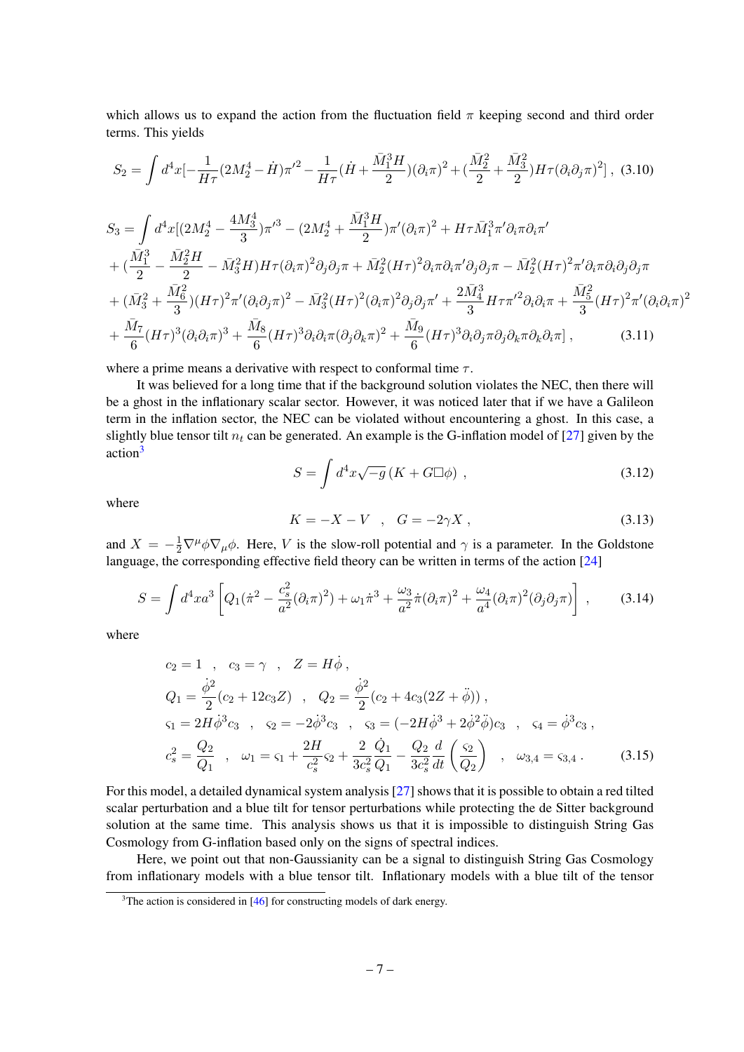which allows us to expand the action from the fluctuation field $\pi$ keeping second and third order terms. This yields

$$S_2 = \int d^4x[-\frac{1}{H\tau}(2M_2^4 - \dot{H})\pi'^2 - \frac{1}{H\tau}(\dot{H} + \frac{\bar{M}_1^3 H}{2})(\partial_i\pi)^2 + (\frac{\bar{M}_2^2}{2} + \frac{\bar{M}_3^2}{2})H\tau(\partial_i\partial_j\pi)^2] \ , \quad (3.10)$$

$$\begin{aligned}
S_3 = \int d^4x[&(2M_2^4 - \frac{4M_3^4}{3})\pi'^3 - (2M_2^4 + \frac{\bar{M}_1^3 H}{2})\pi'(\partial_i\pi)^2 + H\tau\bar{M}_1^3\pi'\partial_i\pi\partial_i\pi' \\
&+ (\frac{\bar{M}_1^3}{2} - \frac{\bar{M}_2^2 H}{2} - \bar{M}_3^2 H)H\tau(\partial_i\pi)^2\partial_j\partial_j\pi + \bar{M}_2^2(H\tau)^2\partial_i\pi\partial_i\pi'\partial_j\partial_j\pi - \bar{M}_2^2(H\tau)^2\pi'\partial_i\pi\partial_i\partial_j\partial_j\pi \\
&+ (\bar{M}_3^2 + \frac{\bar{M}_6^2}{3})(H\tau)^2\pi'(\partial_i\partial_j\pi)^2 - \bar{M}_3^2(H\tau)^2(\partial_i\pi)^2\partial_j\partial_j\pi' + \frac{2\bar{M}_4^3}{3}H\tau\pi'^2\partial_i\partial_i\pi + \frac{\bar{M}_5^2}{3}(H\tau)^2\pi'(\partial_i\partial_i\pi)^2 \\
&+ \frac{\bar{M}_7}{6}(H\tau)^3(\partial_i\partial_i\pi)^3 + \frac{\bar{M}_8}{6}(H\tau)^3\partial_i\partial_i\pi(\partial_j\partial_k\pi)^2 + \frac{\bar{M}_9}{6}(H\tau)^3\partial_i\partial_j\pi\partial_j\partial_k\pi\partial_k\partial_i\pi] \ , \quad (3.11)
\end{aligned}$$

where a prime means a derivative with respect to conformal time $\tau$.

It was believed for a long time that if the background solution violates the NEC, then there will be a ghost in the inflationary scalar sector. However, it was noticed later that if we have a Galileon term in the inflation sector, the NEC can be violated without encountering a ghost. In this case, a slightly blue tensor tilt $n_t$ can be generated. An example is the G-inflation model of [27] given by the action[3]

$$S = \int d^4x\sqrt{-g}\,(K + G\Box\phi) \ , \quad (3.12)$$

where

$$K = -X - V \quad , \quad G = -2\gamma X \ , \quad (3.13)$$

and $X = -\frac{1}{2}\nabla^\mu\phi\nabla_\mu\phi$. Here, $V$ is the slow-roll potential and $\gamma$ is a parameter. In the Goldstone language, the corresponding effective field theory can be written in terms of the action [24]

$$S = \int d^4x a^3 \left[ Q_1(\dot{\pi}^2 - \frac{c_s^2}{a^2}(\partial_i\pi)^2) + \omega_1\dot{\pi}^3 + \frac{\omega_3}{a^2}\dot{\pi}(\partial_i\pi)^2 + \frac{\omega_4}{a^4}(\partial_i\pi)^2(\partial_j\partial_j\pi) \right] \ , \quad (3.14)$$

where

$$\begin{aligned}
&c_2 = 1 \quad , \quad c_3 = \gamma \quad , \quad Z = H\dot{\phi} \ , \\
&Q_1 = \frac{\dot{\phi}^2}{2}(c_2 + 12c_3 Z) \quad , \quad Q_2 = \frac{\dot{\phi}^2}{2}(c_2 + 4c_3(2Z + \ddot{\phi})) \ , \\
&\varsigma_1 = 2H\dot{\phi}^3 c_3 \quad , \quad \varsigma_2 = -2\dot{\phi}^3 c_3 \quad , \quad \varsigma_3 = (-2H\dot{\phi}^3 + 2\dot{\phi}^2\ddot{\phi})c_3 \quad , \quad \varsigma_4 = \dot{\phi}^3 c_3 \ , \\
&c_s^2 = \frac{Q_2}{Q_1} \quad , \quad \omega_1 = \varsigma_1 + \frac{2H}{c_s^2}\varsigma_2 + \frac{2}{3c_s^2}\frac{\dot{Q}_1}{Q_1} - \frac{Q_2}{3c_s^2}\frac{d}{dt}\left(\frac{\varsigma_2}{Q_2}\right) \quad , \quad \omega_{3,4} = \varsigma_{3,4} \ . \quad (3.15)
\end{aligned}$$

For this model, a detailed dynamical system analysis [27] shows that it is possible to obtain a red tilted scalar perturbation and a blue tilt for tensor perturbations while protecting the de Sitter background solution at the same time. This analysis shows us that it is impossible to distinguish String Gas Cosmology from G-inflation based only on the signs of spectral indices.

Here, we point out that non-Gaussianity can be a signal to distinguish String Gas Cosmology from inflationary models with a blue tensor tilt. Inflationary models with a blue tilt of the tensor

[3] The action is considered in [46] for constructing models of dark energy.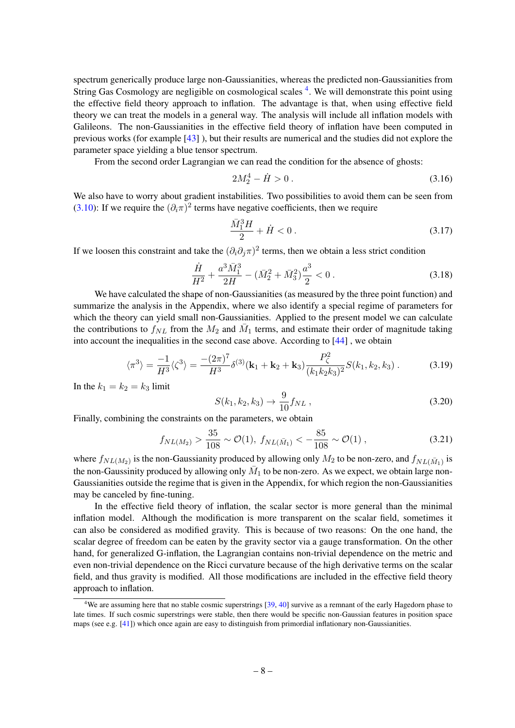spectrum generically produce large non-Gaussianities, whereas the predicted non-Gaussianities from String Gas Cosmology are negligible on cosmological scales [4]. We will demonstrate this point using the effective field theory approach to inflation. The advantage is that, when using effective field theory we can treat the models in a general way. The analysis will include all inflation models with Galileons. The non-Gaussianities in the effective field theory of inflation have been computed in previous works (for example [43] ), but their results are numerical and the studies did not explore the parameter space yielding a blue tensor spectrum.

From the second order Lagrangian we can read the condition for the absence of ghosts:

$$2M_2^4 - \dot{H} > 0\,. \tag{3.16}$$

We also have to worry about gradient instabilities. Two possibilities to avoid them can be seen from (3.10): If we require the $(\partial_i \pi)^2$ terms have negative coefficients, then we require

$$\frac{\bar{M}_1^3 H}{2} + \dot{H} < 0\,. \tag{3.17}$$

If we loosen this constraint and take the $(\partial_i \partial_j \pi)^2$ terms, then we obtain a less strict condition

$$\frac{\dot{H}}{H^2} + \frac{a^3 \bar{M}_1^3}{2H} - (\bar{M}_2^2 + \bar{M}_3^2)\frac{a^3}{2} < 0\,. \tag{3.18}$$

We have calculated the shape of non-Gaussianities (as measured by the three point function) and summarize the analysis in the Appendix, where we also identify a special regime of parameters for which the theory can yield small non-Gaussianities. Applied to the present model we can calculate the contributions to $f_{NL}$ from the $M_2$ and $\bar{M}_1$ terms, and estimate their order of magnitude taking into account the inequalities in the second case above. According to [44] , we obtain

$$\langle \pi^3 \rangle = \frac{-1}{H^3}\langle \zeta^3 \rangle = \frac{-(2\pi)^7}{H^3}\delta^{(3)}(\mathbf{k}_1 + \mathbf{k}_2 + \mathbf{k}_3)\frac{P_\zeta^2}{(k_1 k_2 k_3)^2} S(k_1, k_2, k_3)\,. \tag{3.19}$$

In the $k_1 = k_2 = k_3$ limit

$$S(k_1, k_2, k_3) \to \frac{9}{10} f_{NL}\,, \tag{3.20}$$

Finally, combining the constraints on the parameters, we obtain

$$f_{NL(M_2)} > \frac{35}{108} \sim \mathcal{O}(1),\ f_{NL(\bar{M}_1)} < -\frac{85}{108} \sim \mathcal{O}(1)\,, \tag{3.21}$$

where $f_{NL(M_2)}$ is the non-Gaussianity produced by allowing only $M_2$ to be non-zero, and $f_{NL(\bar{M}_1)}$ is the non-Gaussinity produced by allowing only $\bar{M}_1$ to be non-zero. As we expect, we obtain large non-Gaussianities outside the regime that is given in the Appendix, for which region the non-Gaussianities may be canceled by fine-tuning.

In the effective field theory of inflation, the scalar sector is more general than the minimal inflation model. Although the modification is more transparent on the scalar field, sometimes it can also be considered as modified gravity. This is because of two reasons: On the one hand, the scalar degree of freedom can be eaten by the gravity sector via a gauge transformation. On the other hand, for generalized G-inflation, the Lagrangian contains non-trivial dependence on the metric and even non-trivial dependence on the Ricci curvature because of the high derivative terms on the scalar field, and thus gravity is modified. All those modifications are included in the effective field theory approach to inflation.

[4] We are assuming here that no stable cosmic superstrings [39, 40] survive as a remnant of the early Hagedorn phase to late times. If such cosmic superstrings were stable, then there would be specific non-Gaussian features in position space maps (see e.g. [41]) which once again are easy to distinguish from primordial inflationary non-Gaussianities.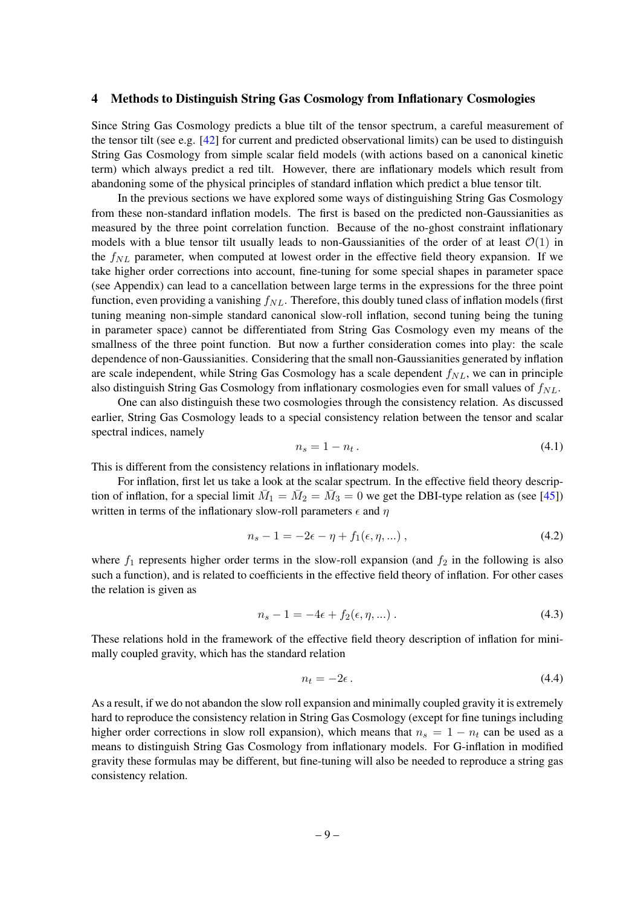## 4 Methods to Distinguish String Gas Cosmology from Inflationary Cosmologies

Since String Gas Cosmology predicts a blue tilt of the tensor spectrum, a careful measurement of the tensor tilt (see e.g. [42] for current and predicted observational limits) can be used to distinguish String Gas Cosmology from simple scalar field models (with actions based on a canonical kinetic term) which always predict a red tilt. However, there are inflationary models which result from abandoning some of the physical principles of standard inflation which predict a blue tensor tilt.

In the previous sections we have explored some ways of distinguishing String Gas Cosmology from these non-standard inflation models. The first is based on the predicted non-Gaussianities as measured by the three point correlation function. Because of the no-ghost constraint inflationary models with a blue tensor tilt usually leads to non-Gaussianities of the order of at least $\mathcal{O}(1)$ in the $f_{NL}$ parameter, when computed at lowest order in the effective field theory expansion. If we take higher order corrections into account, fine-tuning for some special shapes in parameter space (see Appendix) can lead to a cancellation between large terms in the expressions for the three point function, even providing a vanishing $f_{NL}$. Therefore, this doubly tuned class of inflation models (first tuning meaning non-simple standard canonical slow-roll inflation, second tuning being the tuning in parameter space) cannot be differentiated from String Gas Cosmology even my means of the smallness of the three point function. But now a further consideration comes into play: the scale dependence of non-Gaussianities. Considering that the small non-Gaussianities generated by inflation are scale independent, while String Gas Cosmology has a scale dependent $f_{NL}$, we can in principle also distinguish String Gas Cosmology from inflationary cosmologies even for small values of $f_{NL}$.

One can also distinguish these two cosmologies through the consistency relation. As discussed earlier, String Gas Cosmology leads to a special consistency relation between the tensor and scalar spectral indices, namely

$$n_s = 1 - n_t \,. \tag{4.1}$$

This is different from the consistency relations in inflationary models.

For inflation, first let us take a look at the scalar spectrum. In the effective field theory description of inflation, for a special limit $\bar{M}_1 = \bar{M}_2 = \bar{M}_3 = 0$ we get the DBI-type relation as (see [45]) written in terms of the inflationary slow-roll parameters $\epsilon$ and $\eta$

$$n_s - 1 = -2\epsilon - \eta + f_1(\epsilon, \eta, ...) \,, \tag{4.2}$$

where $f_1$ represents higher order terms in the slow-roll expansion (and $f_2$ in the following is also such a function), and is related to coefficients in the effective field theory of inflation. For other cases the relation is given as

$$n_s - 1 = -4\epsilon + f_2(\epsilon, \eta, ...) \,. \tag{4.3}$$

These relations hold in the framework of the effective field theory description of inflation for minimally coupled gravity, which has the standard relation

$$n_t = -2\epsilon \,. \tag{4.4}$$

As a result, if we do not abandon the slow roll expansion and minimally coupled gravity it is extremely hard to reproduce the consistency relation in String Gas Cosmology (except for fine tunings including higher order corrections in slow roll expansion), which means that $n_s = 1 - n_t$ can be used as a means to distinguish String Gas Cosmology from inflationary models. For G-inflation in modified gravity these formulas may be different, but fine-tuning will also be needed to reproduce a string gas consistency relation.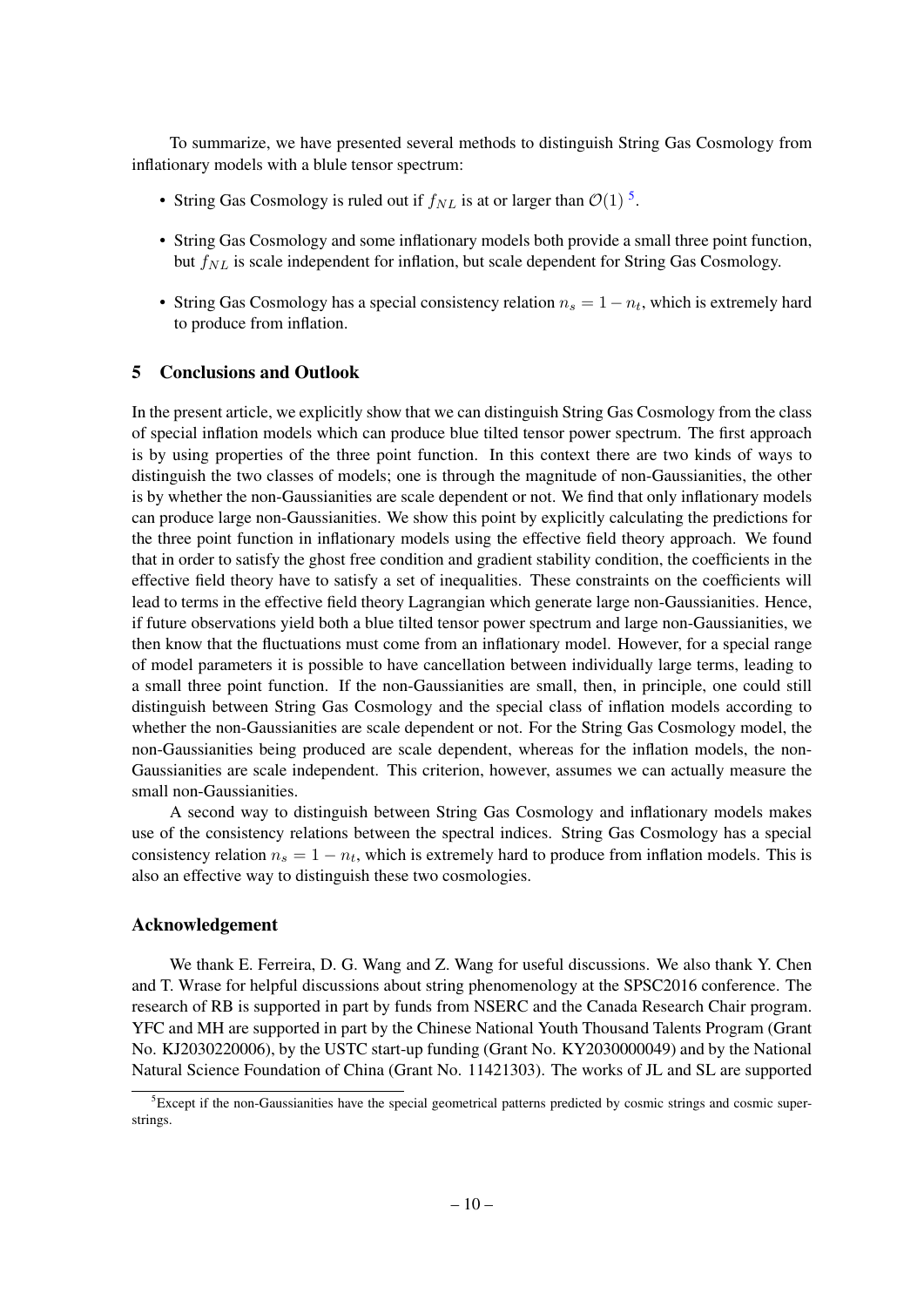To summarize, we have presented several methods to distinguish String Gas Cosmology from inflationary models with a blule tensor spectrum:

- String Gas Cosmology is ruled out if $f_{NL}$ is at or larger than $\mathcal{O}(1)$ [5].
- String Gas Cosmology and some inflationary models both provide a small three point function, but $f_{NL}$ is scale independent for inflation, but scale dependent for String Gas Cosmology.
- String Gas Cosmology has a special consistency relation $n_s = 1 - n_t$, which is extremely hard to produce from inflation.

## 5 Conclusions and Outlook

In the present article, we explicitly show that we can distinguish String Gas Cosmology from the class of special inflation models which can produce blue tilted tensor power spectrum. The first approach is by using properties of the three point function. In this context there are two kinds of ways to distinguish the two classes of models; one is through the magnitude of non-Gaussianities, the other is by whether the non-Gaussianities are scale dependent or not. We find that only inflationary models can produce large non-Gaussianities. We show this point by explicitly calculating the predictions for the three point function in inflationary models using the effective field theory approach. We found that in order to satisfy the ghost free condition and gradient stability condition, the coefficients in the effective field theory have to satisfy a set of inequalities. These constraints on the coefficients will lead to terms in the effective field theory Lagrangian which generate large non-Gaussianities. Hence, if future observations yield both a blue tilted tensor power spectrum and large non-Gaussianities, we then know that the fluctuations must come from an inflationary model. However, for a special range of model parameters it is possible to have cancellation between individually large terms, leading to a small three point function. If the non-Gaussianities are small, then, in principle, one could still distinguish between String Gas Cosmology and the special class of inflation models according to whether the non-Gaussianities are scale dependent or not. For the String Gas Cosmology model, the non-Gaussianities being produced are scale dependent, whereas for the inflation models, the non-Gaussianities are scale independent. This criterion, however, assumes we can actually measure the small non-Gaussianities.

A second way to distinguish between String Gas Cosmology and inflationary models makes use of the consistency relations between the spectral indices. String Gas Cosmology has a special consistency relation $n_s = 1 - n_t$, which is extremely hard to produce from inflation models. This is also an effective way to distinguish these two cosmologies.

## Acknowledgement

We thank E. Ferreira, D. G. Wang and Z. Wang for useful discussions. We also thank Y. Chen and T. Wrase for helpful discussions about string phenomenology at the SPSC2016 conference. The research of RB is supported in part by funds from NSERC and the Canada Research Chair program. YFC and MH are supported in part by the Chinese National Youth Thousand Talents Program (Grant No. KJ2030220006), by the USTC start-up funding (Grant No. KY2030000049) and by the National Natural Science Foundation of China (Grant No. 11421303). The works of JL and SL are supported

[5] Except if the non-Gaussianities have the special geometrical patterns predicted by cosmic strings and cosmic superstrings.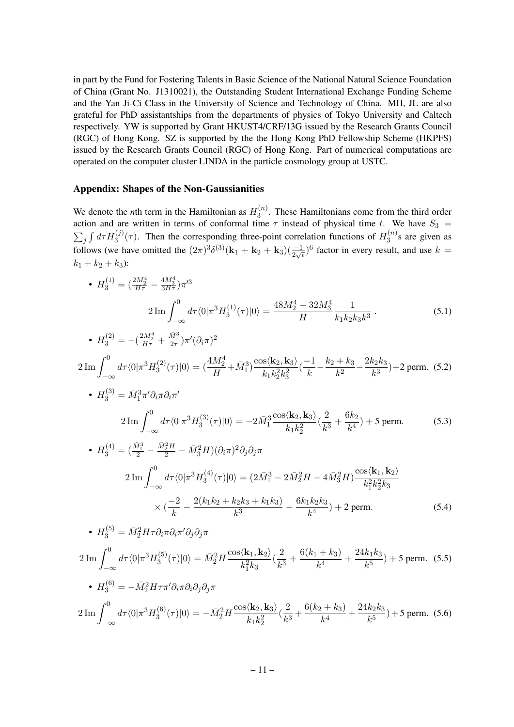in part by the Fund for Fostering Talents in Basic Science of the National Natural Science Foundation of China (Grant No. J1310021), the Outstanding Student International Exchange Funding Scheme and the Yan Ji-Ci Class in the University of Science and Technology of China. MH, JL are also grateful for PhD assistantships from the departments of physics of Tokyo University and Caltech respectively. YW is supported by Grant HKUST4/CRF/13G issued by the Research Grants Council (RGC) of Hong Kong. SZ is supported by the the Hong Kong PhD Fellowship Scheme (HKPFS) issued by the Research Grants Council (RGC) of Hong Kong. Part of numerical computations are operated on the computer cluster LINDA in the particle cosmology group at USTC.

## Appendix: Shapes of the Non-Gaussianities

We denote the *n*th term in the Hamiltonian as $H_3^{(n)}$. These Hamiltonians come from the third order action and are written in terms of conformal time $\tau$ instead of physical time $t$. We have $S_3 = \sum_j \int d\tau H_3^{(j)}(\tau)$. Then the corresponding three-point correlation functions of $H_3^{(n)}$s are given as follows (we have omitted the $(2\pi)^3\delta^{(3)}(\mathbf{k}_1+\mathbf{k}_2+\mathbf{k}_3)(\frac{-1}{2\sqrt{\epsilon}})^6$ factor in every result, and use $k = k_1+k_2+k_3$):

- $H_3^{(1)} = (\frac{2M_2^4}{H\tau} - \frac{4M_3^4}{3H\tau})\pi'^3$

$$2\,\mathrm{Im}\int_{-\infty}^{0} d\tau\langle 0|\pi^3 H_3^{(1)}(\tau)|0\rangle = \frac{48M_2^4 - 32M_3^4}{H}\frac{1}{k_1k_2k_3k^3}\,. \tag{5.1}$$

- $H_3^{(2)} = -(\frac{2M_2^4}{H\tau} + \frac{\bar{M}_1^3}{2\tau})\pi'(\partial_i\pi)^2$

$$2\,\mathrm{Im}\int_{-\infty}^{0} d\tau\langle 0|\pi^3 H_3^{(2)}(\tau)|0\rangle = (\frac{4M_2^4}{H}+\bar{M}_1^3)\frac{\cos\langle\mathbf{k}_2,\mathbf{k}_3\rangle}{k_1k_2^2k_3^2}(\frac{-1}{k}-\frac{k_2+k_3}{k^2}-\frac{2k_2k_3}{k^3})+2\text{ perm.} \tag{5.2}$$

- $H_3^{(3)} = \bar{M}_1^3\pi'\partial_i\pi\partial_i\pi'$

$$2\,\mathrm{Im}\int_{-\infty}^{0} d\tau\langle 0|\pi^3 H_3^{(3)}(\tau)|0\rangle = -2\bar{M}_1^3\frac{\cos\langle\mathbf{k}_2,\mathbf{k}_3\rangle}{k_1k_2^2}(\frac{2}{k^3}+\frac{6k_2}{k^4})+5\text{ perm.} \tag{5.3}$$

- $H_3^{(4)} = (\frac{\bar{M}_1^3}{2} - \frac{\bar{M}_2^2H}{2} - \bar{M}_3^2H)(\partial_i\pi)^2\partial_j\partial_j\pi$

$$\begin{aligned}2\,\mathrm{Im}\int_{-\infty}^{0} d\tau\langle 0|\pi^3 H_3^{(4)}(\tau)|0\rangle &= (2\bar{M}_1^3 - 2\bar{M}_2^2H - 4\bar{M}_3^2H)\frac{\cos\langle\mathbf{k}_1,\mathbf{k}_2\rangle}{k_1^2k_2^2k_3}\\ &\times(\frac{-2}{k}-\frac{2(k_1k_2+k_2k_3+k_1k_3)}{k^3}-\frac{6k_1k_2k_3}{k^4})+2\text{ perm.}\end{aligned} \tag{5.4}$$

- $H_3^{(5)} = \bar{M}_2^2H\tau\partial_i\pi\partial_i\pi'\partial_j\partial_j\pi$

$$2\,\mathrm{Im}\int_{-\infty}^{0} d\tau\langle 0|\pi^3 H_3^{(5)}(\tau)|0\rangle = \bar{M}_2^2H\frac{\cos\langle\mathbf{k}_1,\mathbf{k}_2\rangle}{k_1^2k_3}(\frac{2}{k^3}+\frac{6(k_1+k_3)}{k^4}+\frac{24k_1k_3}{k^5})+5\text{ perm.} \tag{5.5}$$

- $H_3^{(6)} = -\bar{M}_2^2H\tau\pi'\partial_i\pi\partial_i\partial_j\partial_j\pi$

$$2\,\mathrm{Im}\int_{-\infty}^{0} d\tau\langle 0|\pi^3 H_3^{(6)}(\tau)|0\rangle = -\bar{M}_2^2H\frac{\cos\langle\mathbf{k}_2,\mathbf{k}_3\rangle}{k_1k_2^2}(\frac{2}{k^3}+\frac{6(k_2+k_3)}{k^4}+\frac{24k_2k_3}{k^5})+5\text{ perm.} \tag{5.6}$$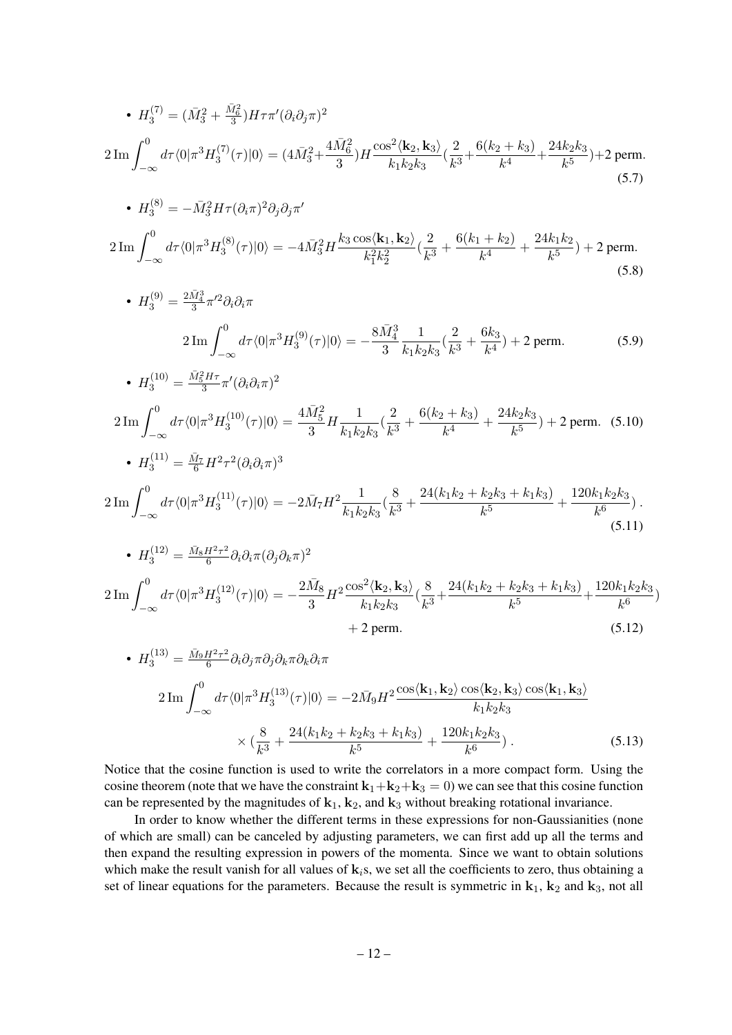- $H_3^{(7)} = (\bar{M}_3^2 + \frac{\bar{M}_6^2}{3}) H\tau\pi'(\partial_i\partial_j\pi)^2$

$$2\,\mathrm{Im}\int_{-\infty}^{0} d\tau \langle 0|\pi^3 H_3^{(7)}(\tau)|0\rangle = (4\bar{M}_3^2 + \frac{4\bar{M}_6^2}{3}) H \frac{\cos^2\langle \mathbf{k}_2, \mathbf{k}_3\rangle}{k_1 k_2 k_3}\Big(\frac{2}{k^3} + \frac{6(k_2+k_3)}{k^4} + \frac{24 k_2 k_3}{k^5}\Big) + 2\text{ perm.} \tag{5.7}$$

- $H_3^{(8)} = -\bar{M}_3^2 H\tau(\partial_i\pi)^2\partial_j\partial_j\pi'$

$$2\,\mathrm{Im}\int_{-\infty}^{0} d\tau \langle 0|\pi^3 H_3^{(8)}(\tau)|0\rangle = -4\bar{M}_3^2 H \frac{k_3 \cos\langle \mathbf{k}_1, \mathbf{k}_2\rangle}{k_1^2 k_2^2}\Big(\frac{2}{k^3} + \frac{6(k_1+k_2)}{k^4} + \frac{24 k_1 k_2}{k^5}\Big) + 2\text{ perm.} \tag{5.8}$$

- $H_3^{(9)} = \frac{2\bar{M}_4^3}{3}\pi'^2\partial_i\partial_i\pi$

$$2\,\mathrm{Im}\int_{-\infty}^{0} d\tau \langle 0|\pi^3 H_3^{(9)}(\tau)|0\rangle = -\frac{8\bar{M}_4^3}{3}\frac{1}{k_1 k_2 k_3}\Big(\frac{2}{k^3} + \frac{6k_3}{k^4}\Big) + 2\text{ perm.} \tag{5.9}$$

- $H_3^{(10)} = \frac{\bar{M}_5^2 H\tau}{3}\pi'(\partial_i\partial_i\pi)^2$

$$2\,\mathrm{Im}\int_{-\infty}^{0} d\tau \langle 0|\pi^3 H_3^{(10)}(\tau)|0\rangle = \frac{4\bar{M}_5^2}{3} H \frac{1}{k_1 k_2 k_3}\Big(\frac{2}{k^3} + \frac{6(k_2+k_3)}{k^4} + \frac{24 k_2 k_3}{k^5}\Big) + 2\text{ perm.} \tag{5.10}$$

- $H_3^{(11)} = \frac{\bar{M}_7}{6}H^2\tau^2(\partial_i\partial_i\pi)^3$

$$2\,\mathrm{Im}\int_{-\infty}^{0} d\tau \langle 0|\pi^3 H_3^{(11)}(\tau)|0\rangle = -2\bar{M}_7 H^2 \frac{1}{k_1 k_2 k_3}\Big(\frac{8}{k^3} + \frac{24(k_1k_2 + k_2k_3 + k_1k_3)}{k^5} + \frac{120 k_1 k_2 k_3}{k^6}\Big)\,. \tag{5.11}$$

- $H_3^{(12)} = \frac{\bar{M}_8 H^2\tau^2}{6}\partial_i\partial_i\pi(\partial_j\partial_k\pi)^2$

$$2\,\mathrm{Im}\int_{-\infty}^{0} d\tau \langle 0|\pi^3 H_3^{(12)}(\tau)|0\rangle = -\frac{2\bar{M}_8}{3} H^2 \frac{\cos^2\langle \mathbf{k}_2, \mathbf{k}_3\rangle}{k_1 k_2 k_3}\Big(\frac{8}{k^3} + \frac{24(k_1k_2 + k_2k_3 + k_1k_3)}{k^5} + \frac{120 k_1 k_2 k_3}{k^6}\Big) + 2\text{ perm.} \tag{5.12}$$

- $H_3^{(13)} = \frac{\bar{M}_9 H^2\tau^2}{6}\partial_i\partial_j\pi\partial_j\partial_k\pi\partial_k\partial_i\pi$

$$2\,\mathrm{Im}\int_{-\infty}^{0} d\tau \langle 0|\pi^3 H_3^{(13)}(\tau)|0\rangle = -2\bar{M}_9 H^2 \frac{\cos\langle \mathbf{k}_1, \mathbf{k}_2\rangle \cos\langle \mathbf{k}_2, \mathbf{k}_3\rangle \cos\langle \mathbf{k}_1, \mathbf{k}_3\rangle}{k_1 k_2 k_3} \times \Big(\frac{8}{k^3} + \frac{24(k_1k_2 + k_2k_3 + k_1k_3)}{k^5} + \frac{120 k_1 k_2 k_3}{k^6}\Big)\,. \tag{5.13}$$

Notice that the cosine function is used to write the correlators in a more compact form. Using the cosine theorem (note that we have the constraint $\mathbf{k}_1 + \mathbf{k}_2 + \mathbf{k}_3 = 0$) we can see that this cosine function can be represented by the magnitudes of $\mathbf{k}_1$, $\mathbf{k}_2$, and $\mathbf{k}_3$ without breaking rotational invariance.

In order to know whether the different terms in these expressions for non-Gaussianities (none of which are small) can be canceled by adjusting parameters, we can first add up all the terms and then expand the resulting expression in powers of the momenta. Since we want to obtain solutions which make the result vanish for all values of $\mathbf{k}_i$s, we set all the coefficients to zero, thus obtaining a set of linear equations for the parameters. Because the result is symmetric in $\mathbf{k}_1$, $\mathbf{k}_2$ and $\mathbf{k}_3$, not all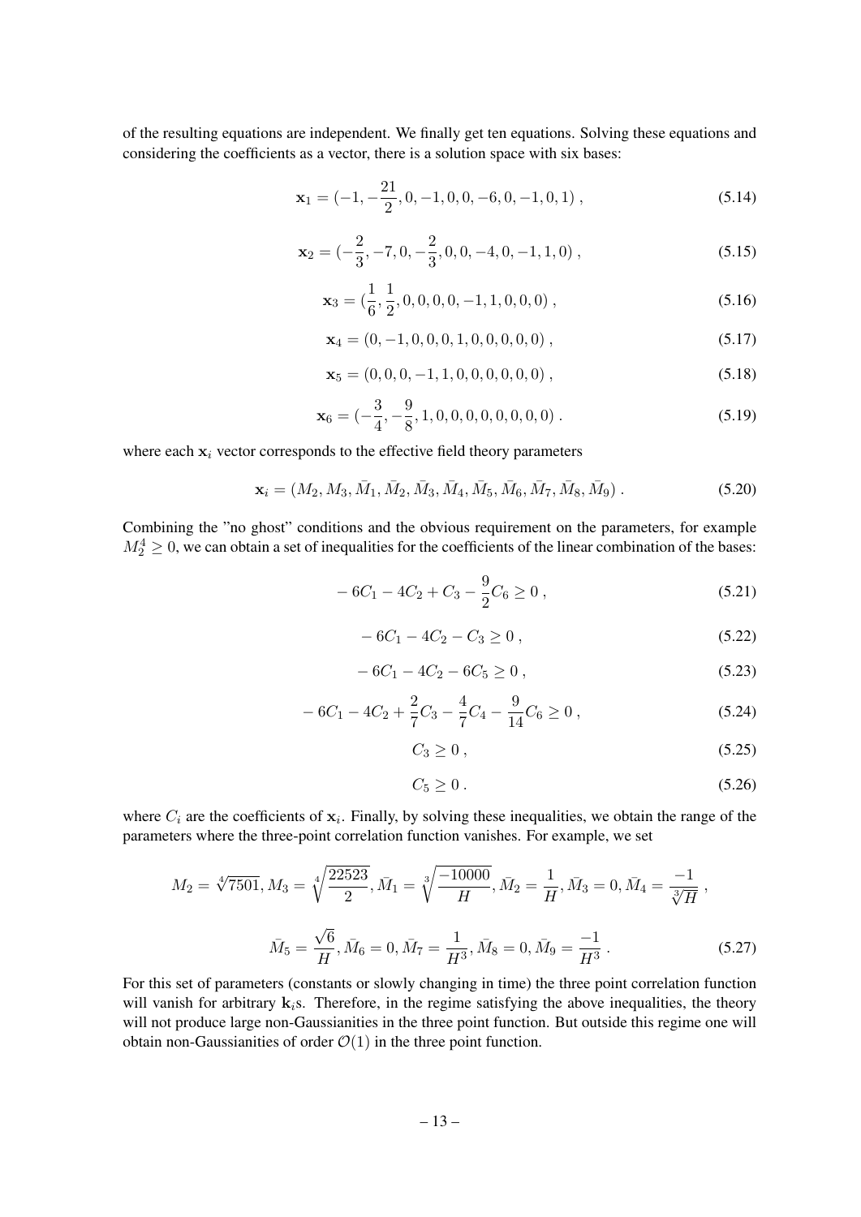of the resulting equations are independent. We finally get ten equations. Solving these equations and considering the coefficients as a vector, there is a solution space with six bases:

$$\mathbf{x}_1 = (-1, -\frac{21}{2}, 0, -1, 0, 0, -6, 0, -1, 0, 1) \,, \tag{5.14}$$

$$\mathbf{x}_2 = (-\frac{2}{3}, -7, 0, -\frac{2}{3}, 0, 0, -4, 0, -1, 1, 0) \,, \tag{5.15}$$

$$\mathbf{x}_3 = (\frac{1}{6}, \frac{1}{2}, 0, 0, 0, 0, -1, 1, 0, 0, 0) \,, \tag{5.16}$$

$$\mathbf{x}_4 = (0, -1, 0, 0, 0, 1, 0, 0, 0, 0, 0) \,, \tag{5.17}$$

$$\mathbf{x}_5 = (0, 0, 0, -1, 1, 0, 0, 0, 0, 0, 0) \,, \tag{5.18}$$

$$\mathbf{x}_6 = (-\frac{3}{4}, -\frac{9}{8}, 1, 0, 0, 0, 0, 0, 0, 0, 0) \,. \tag{5.19}$$

where each $\mathbf{x}_i$ vector corresponds to the effective field theory parameters

$$\mathbf{x}_i = (M_2, M_3, \bar{M}_1, \bar{M}_2, \bar{M}_3, \bar{M}_4, \bar{M}_5, \bar{M}_6, \bar{M}_7, \bar{M}_8, \bar{M}_9) \,. \tag{5.20}$$

Combining the "no ghost" conditions and the obvious requirement on the parameters, for example $M_2^4 \geq 0$, we can obtain a set of inequalities for the coefficients of the linear combination of the bases:

$$-6C_1 - 4C_2 + C_3 - \frac{9}{2}C_6 \geq 0 \,, \tag{5.21}$$

$$-6C_1 - 4C_2 - C_3 \geq 0 \,, \tag{5.22}$$

$$-6C_1 - 4C_2 - 6C_5 \geq 0 \,, \tag{5.23}$$

$$-6C_1 - 4C_2 + \frac{2}{7}C_3 - \frac{4}{7}C_4 - \frac{9}{14}C_6 \geq 0 \,, \tag{5.24}$$

$$C_3 \geq 0 \,, \tag{5.25}$$

$$C_5 \geq 0 \,. \tag{5.26}$$

where $C_i$ are the coefficients of $\mathbf{x}_i$. Finally, by solving these inequalities, we obtain the range of the parameters where the three-point correlation function vanishes. For example, we set

$$M_2 = \sqrt[4]{7501}, M_3 = \sqrt[4]{\frac{22523}{2}}, \bar{M}_1 = \sqrt[3]{\frac{-10000}{H}}, \bar{M}_2 = \frac{1}{H}, \bar{M}_3 = 0, \bar{M}_4 = \frac{-1}{\sqrt[3]{H}} \,,$$

$$\bar{M}_5 = \frac{\sqrt{6}}{H}, \bar{M}_6 = 0, \bar{M}_7 = \frac{1}{H^3}, \bar{M}_8 = 0, \bar{M}_9 = \frac{-1}{H^3} \,. \tag{5.27}$$

For this set of parameters (constants or slowly changing in time) the three point correlation function will vanish for arbitrary $\mathbf{k}_i$s. Therefore, in the regime satisfying the above inequalities, the theory will not produce large non-Gaussianities in the three point function. But outside this regime one will obtain non-Gaussianities of order $\mathcal{O}(1)$ in the three point function.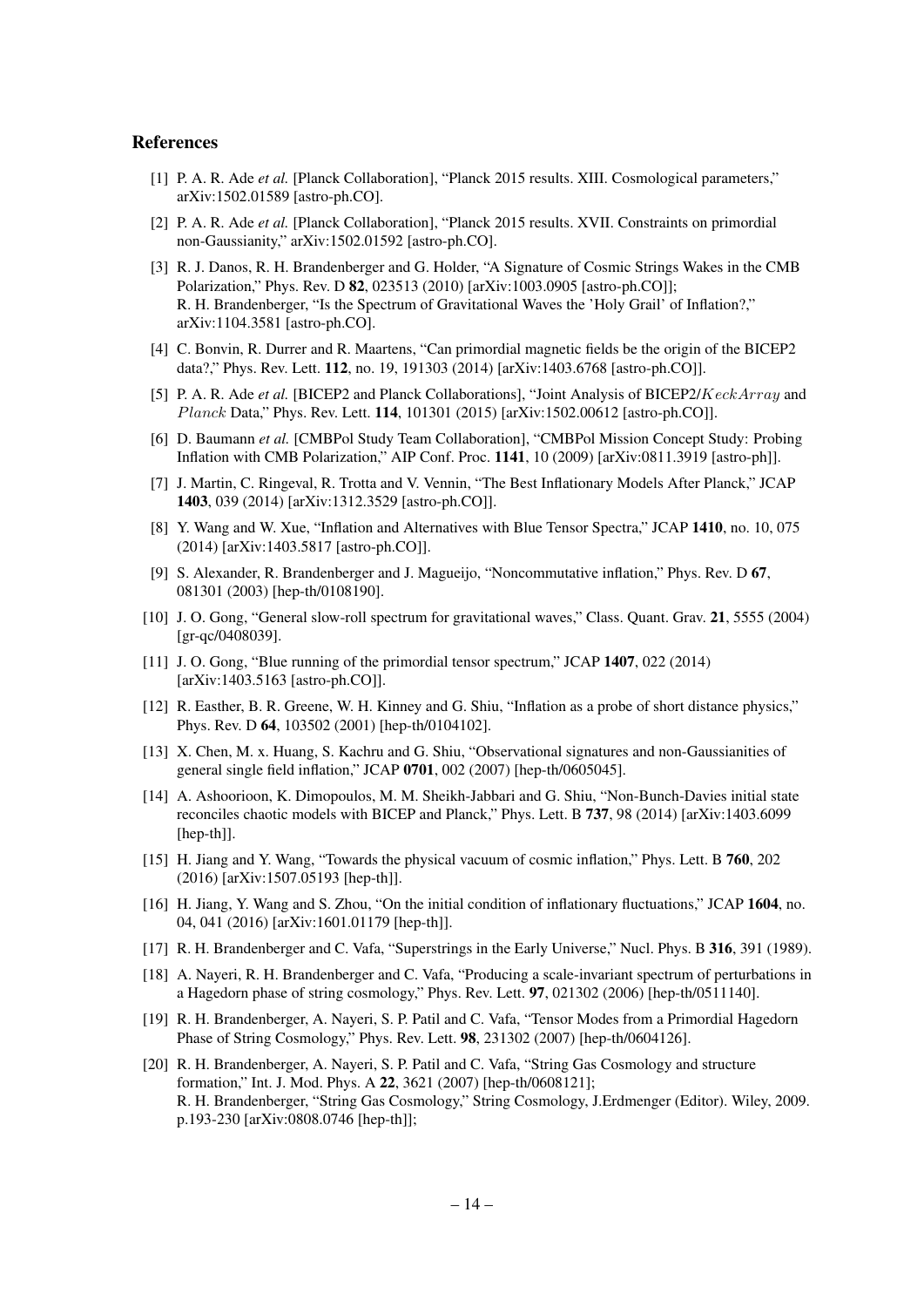## References

[1] P. A. R. Ade *et al.* [Planck Collaboration], "Planck 2015 results. XIII. Cosmological parameters," arXiv:1502.01589 [astro-ph.CO].

[2] P. A. R. Ade *et al.* [Planck Collaboration], "Planck 2015 results. XVII. Constraints on primordial non-Gaussianity," arXiv:1502.01592 [astro-ph.CO].

[3] R. J. Danos, R. H. Brandenberger and G. Holder, "A Signature of Cosmic Strings Wakes in the CMB Polarization," Phys. Rev. D **82**, 023513 (2010) [arXiv:1003.0905 [astro-ph.CO]];
R. H. Brandenberger, "Is the Spectrum of Gravitational Waves the 'Holy Grail' of Inflation?," arXiv:1104.3581 [astro-ph.CO].

[4] C. Bonvin, R. Durrer and R. Maartens, "Can primordial magnetic fields be the origin of the BICEP2 data?," Phys. Rev. Lett. **112**, no. 19, 191303 (2014) [arXiv:1403.6768 [astro-ph.CO]].

[5] P. A. R. Ade *et al.* [BICEP2 and Planck Collaborations], "Joint Analysis of BICEP2/$Keck Array$ and $Planck$ Data," Phys. Rev. Lett. **114**, 101301 (2015) [arXiv:1502.00612 [astro-ph.CO]].

[6] D. Baumann *et al.* [CMBPol Study Team Collaboration], "CMBPol Mission Concept Study: Probing Inflation with CMB Polarization," AIP Conf. Proc. **1141**, 10 (2009) [arXiv:0811.3919 [astro-ph]].

[7] J. Martin, C. Ringeval, R. Trotta and V. Vennin, "The Best Inflationary Models After Planck," JCAP **1403**, 039 (2014) [arXiv:1312.3529 [astro-ph.CO]].

[8] Y. Wang and W. Xue, "Inflation and Alternatives with Blue Tensor Spectra," JCAP **1410**, no. 10, 075 (2014) [arXiv:1403.5817 [astro-ph.CO]].

[9] S. Alexander, R. Brandenberger and J. Magueijo, "Noncommutative inflation," Phys. Rev. D **67**, 081301 (2003) [hep-th/0108190].

[10] J. O. Gong, "General slow-roll spectrum for gravitational waves," Class. Quant. Grav. **21**, 5555 (2004) [gr-qc/0408039].

[11] J. O. Gong, "Blue running of the primordial tensor spectrum," JCAP **1407**, 022 (2014) [arXiv:1403.5163 [astro-ph.CO]].

[12] R. Easther, B. R. Greene, W. H. Kinney and G. Shiu, "Inflation as a probe of short distance physics," Phys. Rev. D **64**, 103502 (2001) [hep-th/0104102].

[13] X. Chen, M. x. Huang, S. Kachru and G. Shiu, "Observational signatures and non-Gaussianities of general single field inflation," JCAP **0701**, 002 (2007) [hep-th/0605045].

[14] A. Ashoorioon, K. Dimopoulos, M. M. Sheikh-Jabbari and G. Shiu, "Non-Bunch-Davies initial state reconciles chaotic models with BICEP and Planck," Phys. Lett. B **737**, 98 (2014) [arXiv:1403.6099 [hep-th]].

[15] H. Jiang and Y. Wang, "Towards the physical vacuum of cosmic inflation," Phys. Lett. B **760**, 202 (2016) [arXiv:1507.05193 [hep-th]].

[16] H. Jiang, Y. Wang and S. Zhou, "On the initial condition of inflationary fluctuations," JCAP **1604**, no. 04, 041 (2016) [arXiv:1601.01179 [hep-th]].

[17] R. H. Brandenberger and C. Vafa, "Superstrings in the Early Universe," Nucl. Phys. B **316**, 391 (1989).

[18] A. Nayeri, R. H. Brandenberger and C. Vafa, "Producing a scale-invariant spectrum of perturbations in a Hagedorn phase of string cosmology," Phys. Rev. Lett. **97**, 021302 (2006) [hep-th/0511140].

[19] R. H. Brandenberger, A. Nayeri, S. P. Patil and C. Vafa, "Tensor Modes from a Primordial Hagedorn Phase of String Cosmology," Phys. Rev. Lett. **98**, 231302 (2007) [hep-th/0604126].

[20] R. H. Brandenberger, A. Nayeri, S. P. Patil and C. Vafa, "String Gas Cosmology and structure formation," Int. J. Mod. Phys. A **22**, 3621 (2007) [hep-th/0608121];
R. H. Brandenberger, "String Gas Cosmology," String Cosmology, J.Erdmenger (Editor). Wiley, 2009. p.193-230 [arXiv:0808.0746 [hep-th]];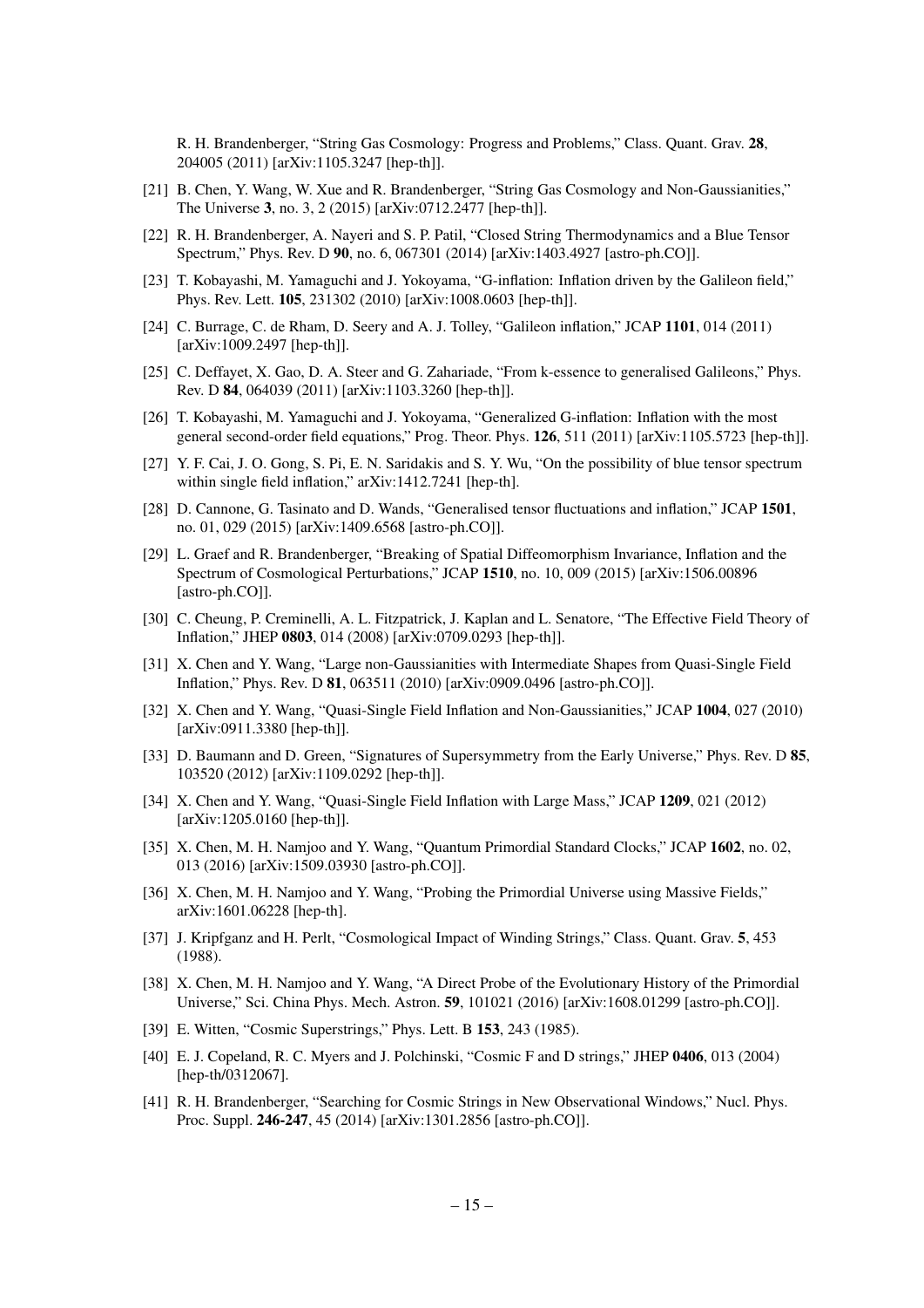R. H. Brandenberger, "String Gas Cosmology: Progress and Problems," Class. Quant. Grav. **28**, 204005 (2011) [arXiv:1105.3247 [hep-th]].

[21] B. Chen, Y. Wang, W. Xue and R. Brandenberger, "String Gas Cosmology and Non-Gaussianities," The Universe **3**, no. 3, 2 (2015) [arXiv:0712.2477 [hep-th]].

[22] R. H. Brandenberger, A. Nayeri and S. P. Patil, "Closed String Thermodynamics and a Blue Tensor Spectrum," Phys. Rev. D **90**, no. 6, 067301 (2014) [arXiv:1403.4927 [astro-ph.CO]].

[23] T. Kobayashi, M. Yamaguchi and J. Yokoyama, "G-inflation: Inflation driven by the Galileon field," Phys. Rev. Lett. **105**, 231302 (2010) [arXiv:1008.0603 [hep-th]].

[24] C. Burrage, C. de Rham, D. Seery and A. J. Tolley, "Galileon inflation," JCAP **1101**, 014 (2011) [arXiv:1009.2497 [hep-th]].

[25] C. Deffayet, X. Gao, D. A. Steer and G. Zahariade, "From k-essence to generalised Galileons," Phys. Rev. D **84**, 064039 (2011) [arXiv:1103.3260 [hep-th]].

[26] T. Kobayashi, M. Yamaguchi and J. Yokoyama, "Generalized G-inflation: Inflation with the most general second-order field equations," Prog. Theor. Phys. **126**, 511 (2011) [arXiv:1105.5723 [hep-th]].

[27] Y. F. Cai, J. O. Gong, S. Pi, E. N. Saridakis and S. Y. Wu, "On the possibility of blue tensor spectrum within single field inflation," arXiv:1412.7241 [hep-th].

[28] D. Cannone, G. Tasinato and D. Wands, "Generalised tensor fluctuations and inflation," JCAP **1501**, no. 01, 029 (2015) [arXiv:1409.6568 [astro-ph.CO]].

[29] L. Graef and R. Brandenberger, "Breaking of Spatial Diffeomorphism Invariance, Inflation and the Spectrum of Cosmological Perturbations," JCAP **1510**, no. 10, 009 (2015) [arXiv:1506.00896 [astro-ph.CO]].

[30] C. Cheung, P. Creminelli, A. L. Fitzpatrick, J. Kaplan and L. Senatore, "The Effective Field Theory of Inflation," JHEP **0803**, 014 (2008) [arXiv:0709.0293 [hep-th]].

[31] X. Chen and Y. Wang, "Large non-Gaussianities with Intermediate Shapes from Quasi-Single Field Inflation," Phys. Rev. D **81**, 063511 (2010) [arXiv:0909.0496 [astro-ph.CO]].

[32] X. Chen and Y. Wang, "Quasi-Single Field Inflation and Non-Gaussianities," JCAP **1004**, 027 (2010) [arXiv:0911.3380 [hep-th]].

[33] D. Baumann and D. Green, "Signatures of Supersymmetry from the Early Universe," Phys. Rev. D **85**, 103520 (2012) [arXiv:1109.0292 [hep-th]].

[34] X. Chen and Y. Wang, "Quasi-Single Field Inflation with Large Mass," JCAP **1209**, 021 (2012) [arXiv:1205.0160 [hep-th]].

[35] X. Chen, M. H. Namjoo and Y. Wang, "Quantum Primordial Standard Clocks," JCAP **1602**, no. 02, 013 (2016) [arXiv:1509.03930 [astro-ph.CO]].

[36] X. Chen, M. H. Namjoo and Y. Wang, "Probing the Primordial Universe using Massive Fields," arXiv:1601.06228 [hep-th].

[37] J. Kripfganz and H. Perlt, "Cosmological Impact of Winding Strings," Class. Quant. Grav. **5**, 453 (1988).

[38] X. Chen, M. H. Namjoo and Y. Wang, "A Direct Probe of the Evolutionary History of the Primordial Universe," Sci. China Phys. Mech. Astron. **59**, 101021 (2016) [arXiv:1608.01299 [astro-ph.CO]].

[39] E. Witten, "Cosmic Superstrings," Phys. Lett. B **153**, 243 (1985).

[40] E. J. Copeland, R. C. Myers and J. Polchinski, "Cosmic F and D strings," JHEP **0406**, 013 (2004) [hep-th/0312067].

[41] R. H. Brandenberger, "Searching for Cosmic Strings in New Observational Windows," Nucl. Phys. Proc. Suppl. **246-247**, 45 (2014) [arXiv:1301.2856 [astro-ph.CO]].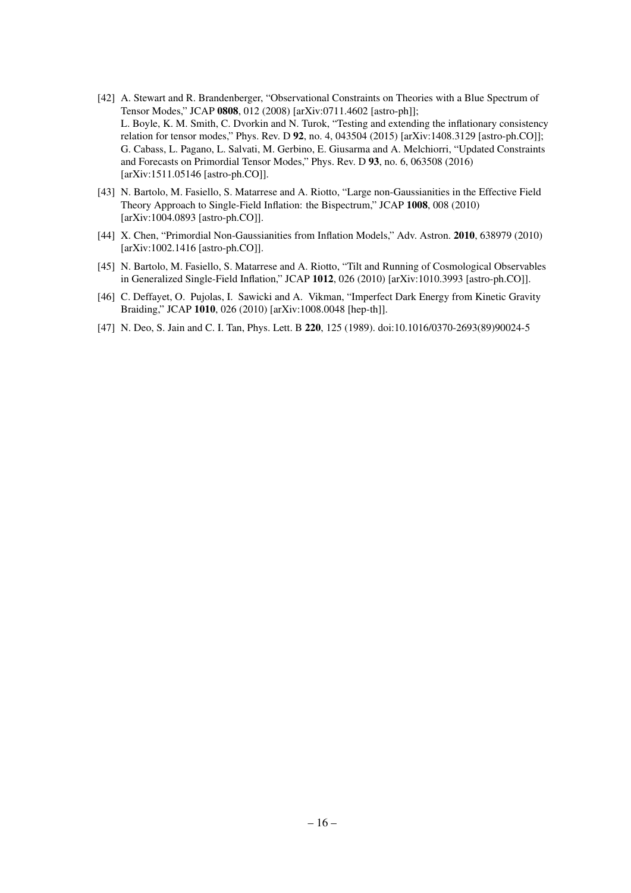[42] A. Stewart and R. Brandenberger, "Observational Constraints on Theories with a Blue Spectrum of Tensor Modes," JCAP **0808**, 012 (2008) [arXiv:0711.4602 [astro-ph]];
L. Boyle, K. M. Smith, C. Dvorkin and N. Turok, "Testing and extending the inflationary consistency relation for tensor modes," Phys. Rev. D **92**, no. 4, 043504 (2015) [arXiv:1408.3129 [astro-ph.CO]];
G. Cabass, L. Pagano, L. Salvati, M. Gerbino, E. Giusarma and A. Melchiorri, "Updated Constraints and Forecasts on Primordial Tensor Modes," Phys. Rev. D **93**, no. 6, 063508 (2016) [arXiv:1511.05146 [astro-ph.CO]].

[43] N. Bartolo, M. Fasiello, S. Matarrese and A. Riotto, "Large non-Gaussianities in the Effective Field Theory Approach to Single-Field Inflation: the Bispectrum," JCAP **1008**, 008 (2010) [arXiv:1004.0893 [astro-ph.CO]].

[44] X. Chen, "Primordial Non-Gaussianities from Inflation Models," Adv. Astron. **2010**, 638979 (2010) [arXiv:1002.1416 [astro-ph.CO]].

[45] N. Bartolo, M. Fasiello, S. Matarrese and A. Riotto, "Tilt and Running of Cosmological Observables in Generalized Single-Field Inflation," JCAP **1012**, 026 (2010) [arXiv:1010.3993 [astro-ph.CO]].

[46] C. Deffayet, O. Pujolas, I. Sawicki and A. Vikman, "Imperfect Dark Energy from Kinetic Gravity Braiding," JCAP **1010**, 026 (2010) [arXiv:1008.0048 [hep-th]].

[47] N. Deo, S. Jain and C. I. Tan, Phys. Lett. B **220**, 125 (1989). doi:10.1016/0370-2693(89)90024-5